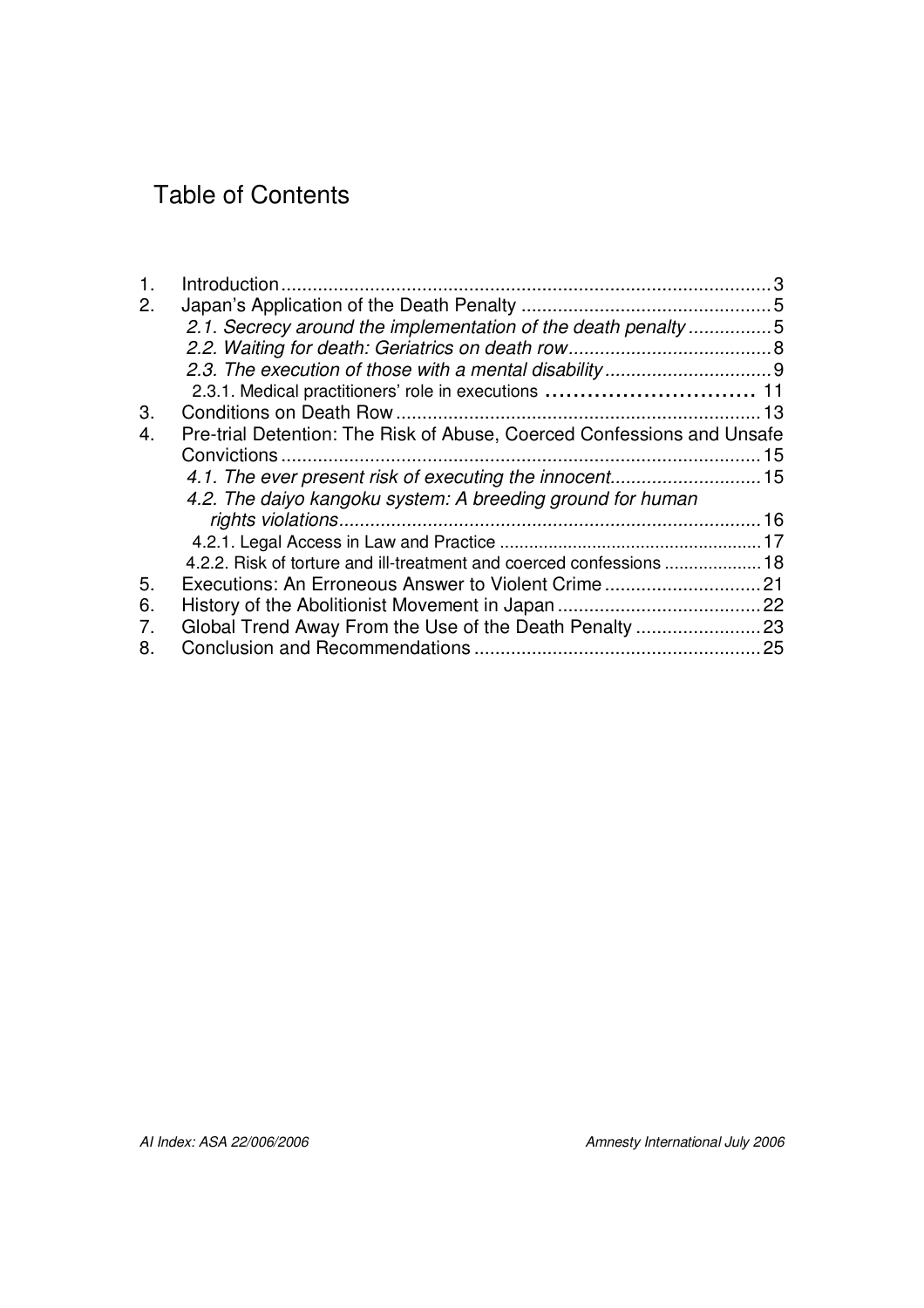# Table of Contents

1. Introduction ... 3
2. Japan's Application of the Death Penalty ... 5
   - *2.1. Secrecy around the implementation of the death penalty ... 5*
   - *2.2. Waiting for death: Geriatrics on death row ... 8*
   - *2.3. The execution of those with a mental disability ... 9*
     - 2.3.1. Medical practitioners' role in executions ... 11
3. Conditions on Death Row ... 13
4. Pre-trial Detention: The Risk of Abuse, Coerced Confessions and Unsafe Convictions ... 15
   - *4.1. The ever present risk of executing the innocent ... 15*
   - *4.2. The daiyo kangoku system: A breeding ground for human rights violations ... 16*
     - 4.2.1. Legal Access in Law and Practice ... 17
     - 4.2.2. Risk of torture and ill-treatment and coerced confessions ... 18
5. Executions: An Erroneous Answer to Violent Crime ... 21
6. History of the Abolitionist Movement in Japan ... 22
7. Global Trend Away From the Use of the Death Penalty ... 23
8. Conclusion and Recommendations ... 25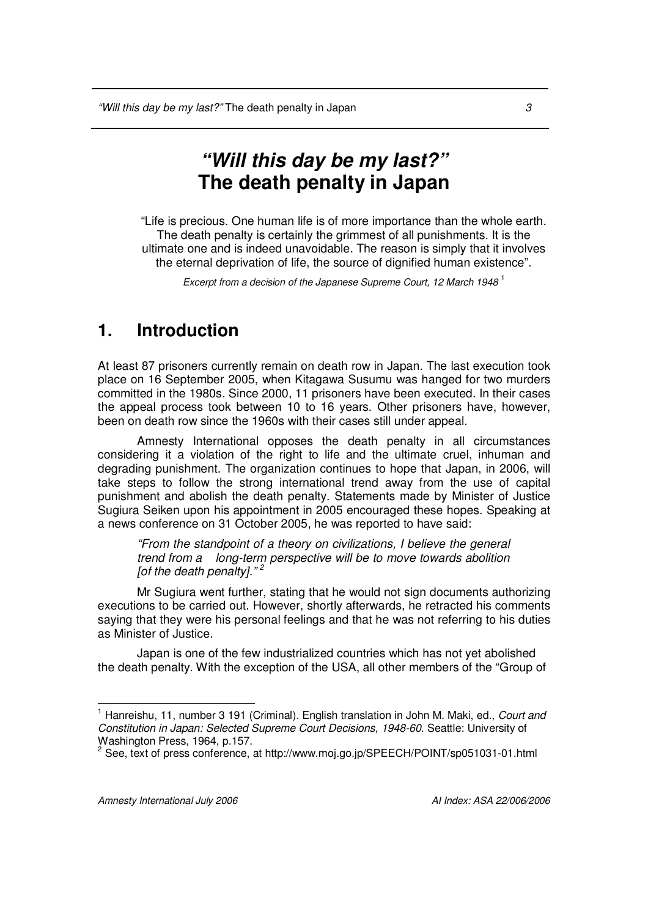# *"Will this day be my last?"* The death penalty in Japan

> "Life is precious. One human life is of more importance than the whole earth. The death penalty is certainly the grimmest of all punishments. It is the ultimate one and is indeed unavoidable. The reason is simply that it involves the eternal deprivation of life, the source of dignified human existence".
>
> *Excerpt from a decision of the Japanese Supreme Court, 12 March 1948* [1]

## 1. Introduction

At least 87 prisoners currently remain on death row in Japan. The last execution took place on 16 September 2005, when Kitagawa Susumu was hanged for two murders committed in the 1980s. Since 2000, 11 prisoners have been executed. In their cases the appeal process took between 10 to 16 years. Other prisoners have, however, been on death row since the 1960s with their cases still under appeal.

Amnesty International opposes the death penalty in all circumstances considering it a violation of the right to life and the ultimate cruel, inhuman and degrading punishment. The organization continues to hope that Japan, in 2006, will take steps to follow the strong international trend away from the use of capital punishment and abolish the death penalty. Statements made by Minister of Justice Sugiura Seiken upon his appointment in 2005 encouraged these hopes. Speaking at a news conference on 31 October 2005, he was reported to have said:

> *"From the standpoint of a theory on civilizations, I believe the general trend from a long-term perspective will be to move towards abolition [of the death penalty]."* [2]

Mr Sugiura went further, stating that he would not sign documents authorizing executions to be carried out. However, shortly afterwards, he retracted his comments saying that they were his personal feelings and that he was not referring to his duties as Minister of Justice.

Japan is one of the few industrialized countries which has not yet abolished the death penalty. With the exception of the USA, all other members of the "Group of

---

[1] Hanreishu, 11, number 3 191 (Criminal). English translation in John M. Maki, ed., *Court and Constitution in Japan: Selected Supreme Court Decisions, 1948-60*. Seattle: University of Washington Press, 1964, p.157.

[2] See, text of press conference, at http://www.moj.go.jp/SPEECH/POINT/sp051031-01.html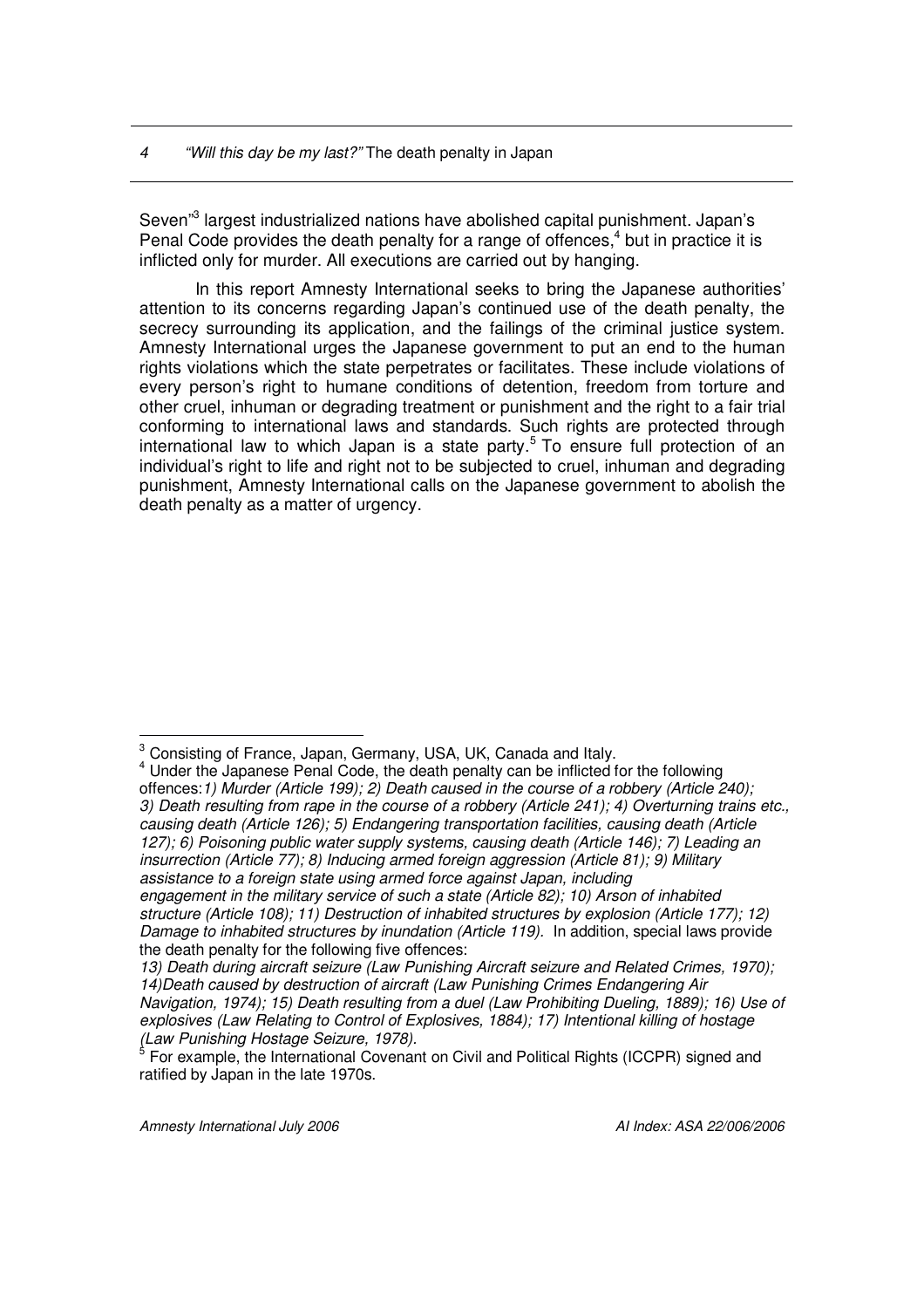Seven"[3] largest industrialized nations have abolished capital punishment. Japan's Penal Code provides the death penalty for a range of offences,[4] but in practice it is inflicted only for murder. All executions are carried out by hanging.

In this report Amnesty International seeks to bring the Japanese authorities' attention to its concerns regarding Japan's continued use of the death penalty, the secrecy surrounding its application, and the failings of the criminal justice system. Amnesty International urges the Japanese government to put an end to the human rights violations which the state perpetrates or facilitates. These include violations of every person's right to humane conditions of detention, freedom from torture and other cruel, inhuman or degrading treatment or punishment and the right to a fair trial conforming to international laws and standards. Such rights are protected through international law to which Japan is a state party.[5] To ensure full protection of an individual's right to life and right not to be subjected to cruel, inhuman and degrading punishment, Amnesty International calls on the Japanese government to abolish the death penalty as a matter of urgency.

---

[3] Consisting of France, Japan, Germany, USA, UK, Canada and Italy.

[4] Under the Japanese Penal Code, the death penalty can be inflicted for the following offences: *1) Murder (Article 199); 2) Death caused in the course of a robbery (Article 240); 3) Death resulting from rape in the course of a robbery (Article 241); 4) Overturning trains etc., causing death (Article 126); 5) Endangering transportation facilities, causing death (Article 127); 6) Poisoning public water supply systems, causing death (Article 146); 7) Leading an insurrection (Article 77); 8) Inducing armed foreign aggression (Article 81); 9) Military assistance to a foreign state using armed force against Japan, including engagement in the military service of such a state (Article 82); 10) Arson of inhabited structure (Article 108); 11) Destruction of inhabited structures by explosion (Article 177); 12) Damage to inhabited structures by inundation (Article 119).* In addition, special laws provide the death penalty for the following five offences:
*13) Death during aircraft seizure (Law Punishing Aircraft seizure and Related Crimes, 1970); 14)Death caused by destruction of aircraft (Law Punishing Crimes Endangering Air Navigation, 1974); 15) Death resulting from a duel (Law Prohibiting Dueling, 1889); 16) Use of explosives (Law Relating to Control of Explosives, 1884); 17) Intentional killing of hostage (Law Punishing Hostage Seizure, 1978).*

[5] For example, the International Covenant on Civil and Political Rights (ICCPR) signed and ratified by Japan in the late 1970s.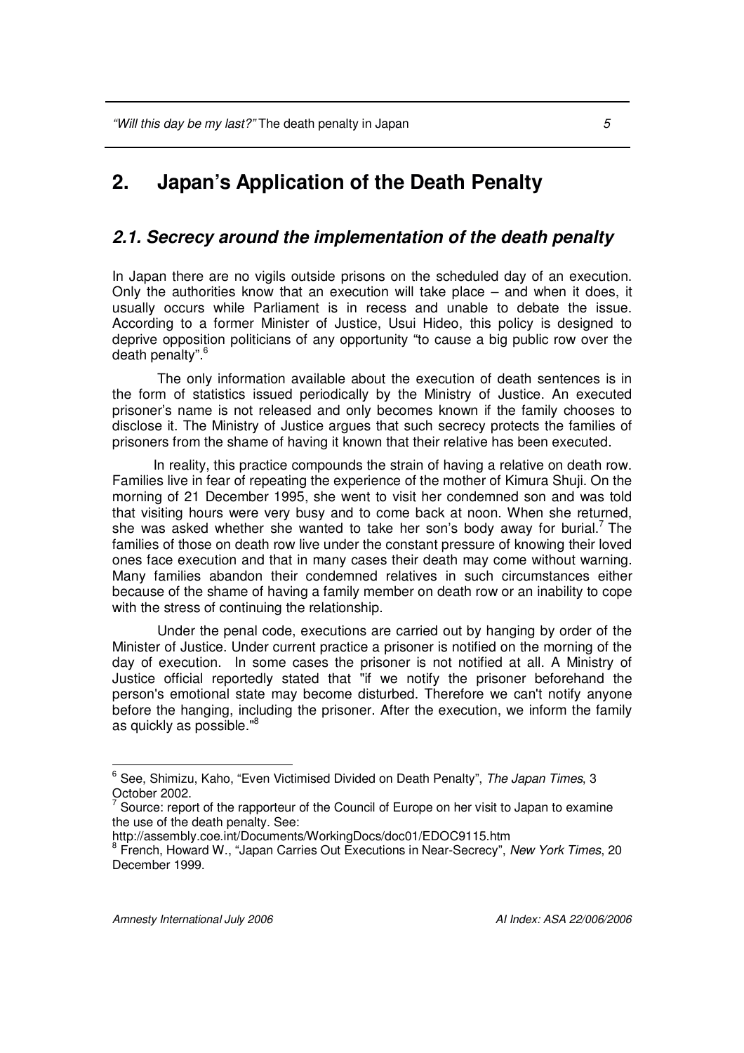# 2. Japan's Application of the Death Penalty

## *2.1. Secrecy around the implementation of the death penalty*

In Japan there are no vigils outside prisons on the scheduled day of an execution. Only the authorities know that an execution will take place – and when it does, it usually occurs while Parliament is in recess and unable to debate the issue. According to a former Minister of Justice, Usui Hideo, this policy is designed to deprive opposition politicians of any opportunity "to cause a big public row over the death penalty".[6]

The only information available about the execution of death sentences is in the form of statistics issued periodically by the Ministry of Justice. An executed prisoner's name is not released and only becomes known if the family chooses to disclose it. The Ministry of Justice argues that such secrecy protects the families of prisoners from the shame of having it known that their relative has been executed.

In reality, this practice compounds the strain of having a relative on death row. Families live in fear of repeating the experience of the mother of Kimura Shuji. On the morning of 21 December 1995, she went to visit her condemned son and was told that visiting hours were very busy and to come back at noon. When she returned, she was asked whether she wanted to take her son's body away for burial.[7] The families of those on death row live under the constant pressure of knowing their loved ones face execution and that in many cases their death may come without warning. Many families abandon their condemned relatives in such circumstances either because of the shame of having a family member on death row or an inability to cope with the stress of continuing the relationship.

Under the penal code, executions are carried out by hanging by order of the Minister of Justice. Under current practice a prisoner is notified on the morning of the day of execution. In some cases the prisoner is not notified at all. A Ministry of Justice official reportedly stated that "if we notify the prisoner beforehand the person's emotional state may become disturbed. Therefore we can't notify anyone before the hanging, including the prisoner. After the execution, we inform the family as quickly as possible."[8]

---

[6] See, Shimizu, Kaho, "Even Victimised Divided on Death Penalty", *The Japan Times*, 3 October 2002.

[7] Source: report of the rapporteur of the Council of Europe on her visit to Japan to examine the use of the death penalty. See: http://assembly.coe.int/Documents/WorkingDocs/doc01/EDOC9115.htm

[8] French, Howard W., "Japan Carries Out Executions in Near-Secrecy", *New York Times*, 20 December 1999.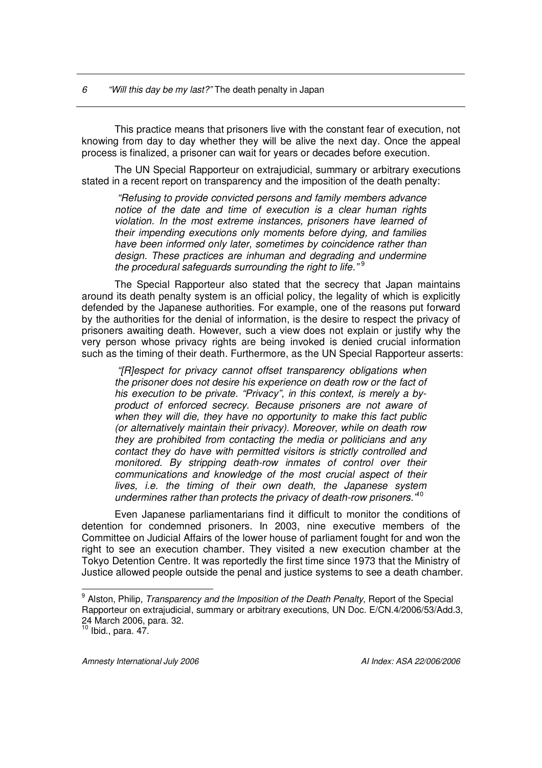This practice means that prisoners live with the constant fear of execution, not knowing from day to day whether they will be alive the next day. Once the appeal process is finalized, a prisoner can wait for years or decades before execution.

The UN Special Rapporteur on extrajudicial, summary or arbitrary executions stated in a recent report on transparency and the imposition of the death penalty:

> *"Refusing to provide convicted persons and family members advance notice of the date and time of execution is a clear human rights violation. In the most extreme instances, prisoners have learned of their impending executions only moments before dying, and families have been informed only later, sometimes by coincidence rather than design. These practices are inhuman and degrading and undermine the procedural safeguards surrounding the right to life."*[9]

The Special Rapporteur also stated that the secrecy that Japan maintains around its death penalty system is an official policy, the legality of which is explicitly defended by the Japanese authorities. For example, one of the reasons put forward by the authorities for the denial of information, is the desire to respect the privacy of prisoners awaiting death. However, such a view does not explain or justify why the very person whose privacy rights are being invoked is denied crucial information such as the timing of their death. Furthermore, as the UN Special Rapporteur asserts:

> *"[R]espect for privacy cannot offset transparency obligations when the prisoner does not desire his experience on death row or the fact of his execution to be private. "Privacy", in this context, is merely a by-product of enforced secrecy. Because prisoners are not aware of when they will die, they have no opportunity to make this fact public (or alternatively maintain their privacy). Moreover, while on death row they are prohibited from contacting the media or politicians and any contact they do have with permitted visitors is strictly controlled and monitored. By stripping death-row inmates of control over their communications and knowledge of the most crucial aspect of their lives, i.e. the timing of their own death, the Japanese system undermines rather than protects the privacy of death-row prisoners."*[10]

Even Japanese parliamentarians find it difficult to monitor the conditions of detention for condemned prisoners. In 2003, nine executive members of the Committee on Judicial Affairs of the lower house of parliament fought for and won the right to see an execution chamber. They visited a new execution chamber at the Tokyo Detention Centre. It was reportedly the first time since 1973 that the Ministry of Justice allowed people outside the penal and justice systems to see a death chamber.

---

[9] Alston, Philip, *Transparency and the Imposition of the Death Penalty*, Report of the Special Rapporteur on extrajudicial, summary or arbitrary executions, UN Doc. E/CN.4/2006/53/Add.3, 24 March 2006, para. 32.

[10] Ibid., para. 47.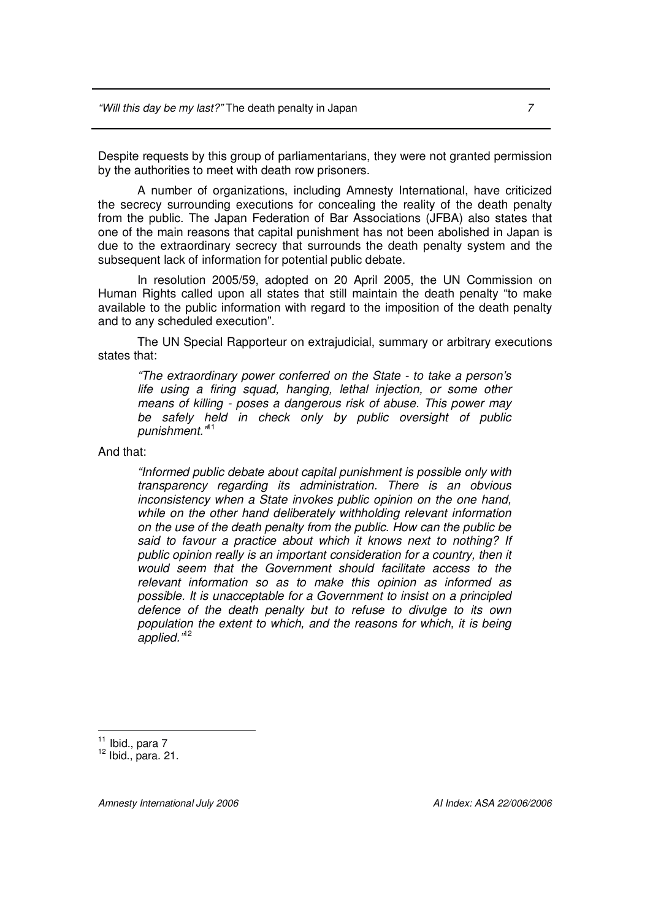Despite requests by this group of parliamentarians, they were not granted permission by the authorities to meet with death row prisoners.

A number of organizations, including Amnesty International, have criticized the secrecy surrounding executions for concealing the reality of the death penalty from the public. The Japan Federation of Bar Associations (JFBA) also states that one of the main reasons that capital punishment has not been abolished in Japan is due to the extraordinary secrecy that surrounds the death penalty system and the subsequent lack of information for potential public debate.

In resolution 2005/59, adopted on 20 April 2005, the UN Commission on Human Rights called upon all states that still maintain the death penalty "to make available to the public information with regard to the imposition of the death penalty and to any scheduled execution".

The UN Special Rapporteur on extrajudicial, summary or arbitrary executions states that:

> *"The extraordinary power conferred on the State - to take a person's life using a firing squad, hanging, lethal injection, or some other means of killing - poses a dangerous risk of abuse. This power may be safely held in check only by public oversight of public punishment."*[11]

And that:

> *"Informed public debate about capital punishment is possible only with transparency regarding its administration. There is an obvious inconsistency when a State invokes public opinion on the one hand, while on the other hand deliberately withholding relevant information on the use of the death penalty from the public. How can the public be said to favour a practice about which it knows next to nothing? If public opinion really is an important consideration for a country, then it would seem that the Government should facilitate access to the relevant information so as to make this opinion as informed as possible. It is unacceptable for a Government to insist on a principled defence of the death penalty but to refuse to divulge to its own population the extent to which, and the reasons for which, it is being applied."*[12]

---

[11] Ibid., para 7

[12] Ibid., para. 21.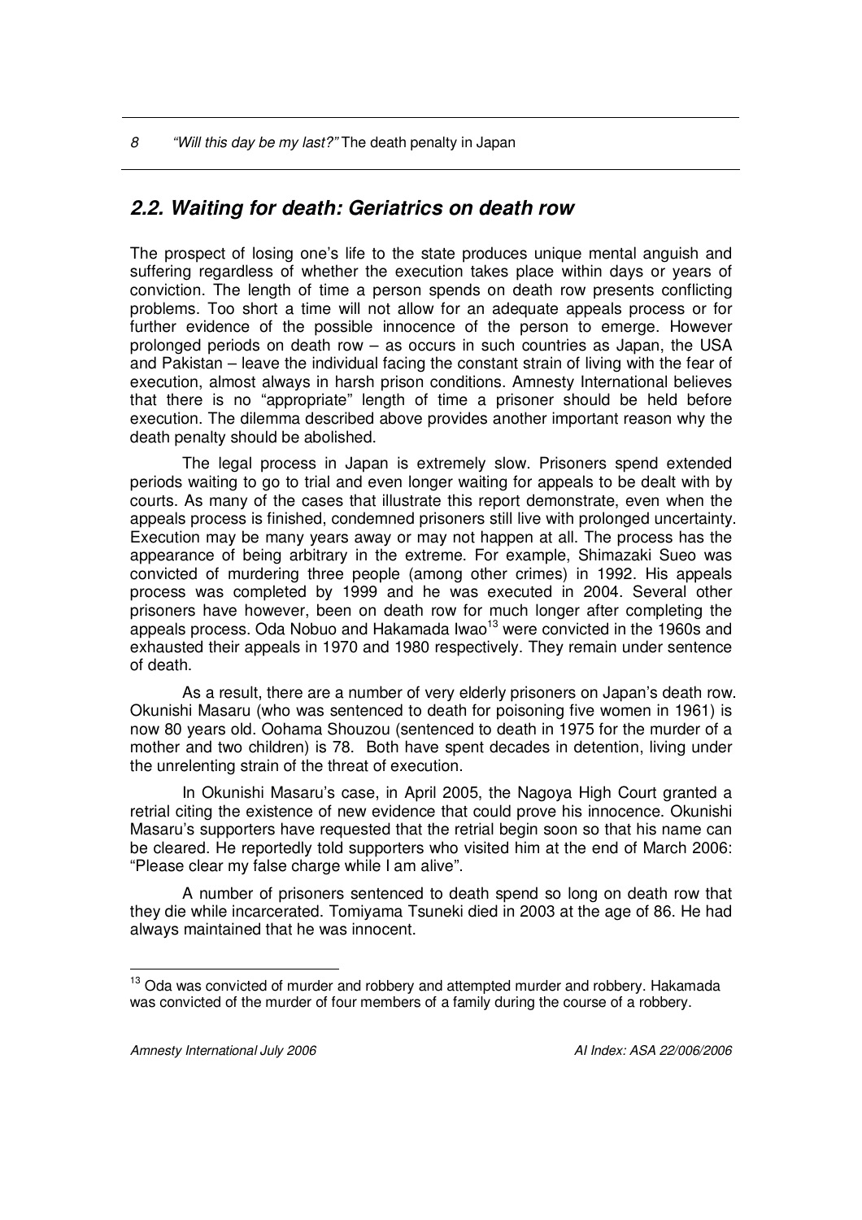## *2.2. Waiting for death: Geriatrics on death row*

The prospect of losing one's life to the state produces unique mental anguish and suffering regardless of whether the execution takes place within days or years of conviction. The length of time a person spends on death row presents conflicting problems. Too short a time will not allow for an adequate appeals process or for further evidence of the possible innocence of the person to emerge. However prolonged periods on death row – as occurs in such countries as Japan, the USA and Pakistan – leave the individual facing the constant strain of living with the fear of execution, almost always in harsh prison conditions. Amnesty International believes that there is no "appropriate" length of time a prisoner should be held before execution. The dilemma described above provides another important reason why the death penalty should be abolished.

The legal process in Japan is extremely slow. Prisoners spend extended periods waiting to go to trial and even longer waiting for appeals to be dealt with by courts. As many of the cases that illustrate this report demonstrate, even when the appeals process is finished, condemned prisoners still live with prolonged uncertainty. Execution may be many years away or may not happen at all. The process has the appearance of being arbitrary in the extreme. For example, Shimazaki Sueo was convicted of murdering three people (among other crimes) in 1992. His appeals process was completed by 1999 and he was executed in 2004. Several other prisoners have however, been on death row for much longer after completing the appeals process. Oda Nobuo and Hakamada Iwao[13] were convicted in the 1960s and exhausted their appeals in 1970 and 1980 respectively. They remain under sentence of death.

As a result, there are a number of very elderly prisoners on Japan's death row. Okunishi Masaru (who was sentenced to death for poisoning five women in 1961) is now 80 years old. Oohama Shouzou (sentenced to death in 1975 for the murder of a mother and two children) is 78. Both have spent decades in detention, living under the unrelenting strain of the threat of execution.

In Okunishi Masaru's case, in April 2005, the Nagoya High Court granted a retrial citing the existence of new evidence that could prove his innocence. Okunishi Masaru's supporters have requested that the retrial begin soon so that his name can be cleared. He reportedly told supporters who visited him at the end of March 2006: "Please clear my false charge while I am alive".

A number of prisoners sentenced to death spend so long on death row that they die while incarcerated. Tomiyama Tsuneki died in 2003 at the age of 86. He had always maintained that he was innocent.

---

[13] Oda was convicted of murder and robbery and attempted murder and robbery. Hakamada was convicted of the murder of four members of a family during the course of a robbery.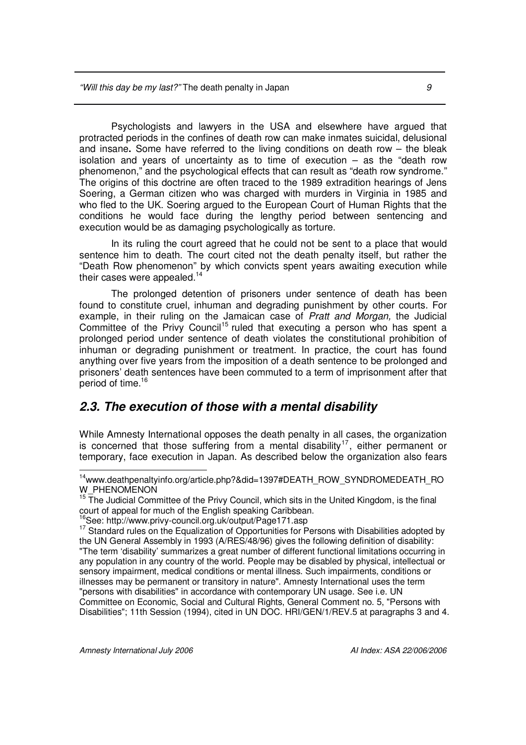Psychologists and lawyers in the USA and elsewhere have argued that protracted periods in the confines of death row can make inmates suicidal, delusional and insane**.** Some have referred to the living conditions on death row – the bleak isolation and years of uncertainty as to time of execution – as the "death row phenomenon," and the psychological effects that can result as "death row syndrome." The origins of this doctrine are often traced to the 1989 extradition hearings of Jens Soering, a German citizen who was charged with murders in Virginia in 1985 and who fled to the UK. Soering argued to the European Court of Human Rights that the conditions he would face during the lengthy period between sentencing and execution would be as damaging psychologically as torture.

In its ruling the court agreed that he could not be sent to a place that would sentence him to death. The court cited not the death penalty itself, but rather the "Death Row phenomenon" by which convicts spent years awaiting execution while their cases were appealed.[14]

The prolonged detention of prisoners under sentence of death has been found to constitute cruel, inhuman and degrading punishment by other courts. For example, in their ruling on the Jamaican case of *Pratt and Morgan,* the Judicial Committee of the Privy Council[15] ruled that executing a person who has spent a prolonged period under sentence of death violates the constitutional prohibition of inhuman or degrading punishment or treatment. In practice, the court has found anything over five years from the imposition of a death sentence to be prolonged and prisoners' death sentences have been commuted to a term of imprisonment after that period of time.[16]

## *2.3. The execution of those with a mental disability*

While Amnesty International opposes the death penalty in all cases, the organization is concerned that those suffering from a mental disability[17], either permanent or temporary, face execution in Japan. As described below the organization also fears

---

[14] www.deathpenaltyinfo.org/article.php?&did=1397#DEATH_ROW_SYNDROMEDEATH_ROW_PHENOMENON

[15] The Judicial Committee of the Privy Council, which sits in the United Kingdom, is the final court of appeal for much of the English speaking Caribbean.

[16] See: http://www.privy-council.org.uk/output/Page171.asp

[17] Standard rules on the Equalization of Opportunities for Persons with Disabilities adopted by the UN General Assembly in 1993 (A/RES/48/96) gives the following definition of disability: "The term 'disability' summarizes a great number of different functional limitations occurring in any population in any country of the world. People may be disabled by physical, intellectual or sensory impairment, medical conditions or mental illness. Such impairments, conditions or illnesses may be permanent or transitory in nature". Amnesty International uses the term "persons with disabilities" in accordance with contemporary UN usage. See i.e. UN Committee on Economic, Social and Cultural Rights, General Comment no. 5, "Persons with Disabilities"; 11th Session (1994), cited in UN DOC. HRI/GEN/1/REV.5 at paragraphs 3 and 4.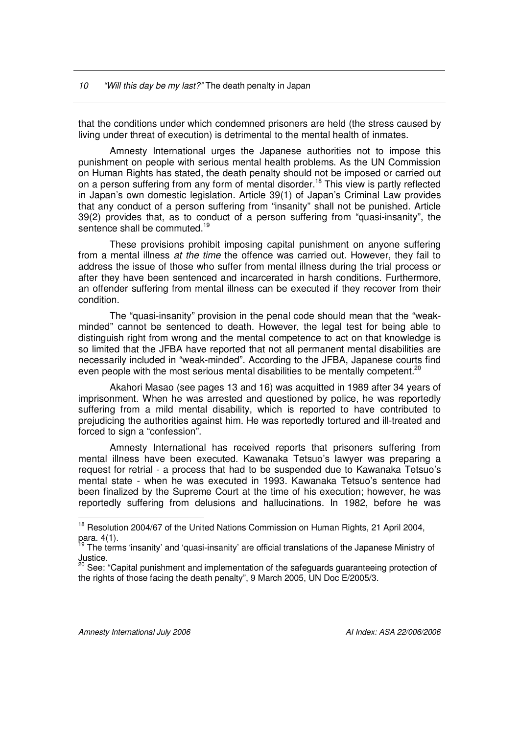that the conditions under which condemned prisoners are held (the stress caused by living under threat of execution) is detrimental to the mental health of inmates.

Amnesty International urges the Japanese authorities not to impose this punishment on people with serious mental health problems. As the UN Commission on Human Rights has stated, the death penalty should not be imposed or carried out on a person suffering from any form of mental disorder.[18] This view is partly reflected in Japan's own domestic legislation. Article 39(1) of Japan's Criminal Law provides that any conduct of a person suffering from "insanity" shall not be punished. Article 39(2) provides that, as to conduct of a person suffering from "quasi-insanity", the sentence shall be commuted.[19]

These provisions prohibit imposing capital punishment on anyone suffering from a mental illness *at the time* the offence was carried out. However, they fail to address the issue of those who suffer from mental illness during the trial process or after they have been sentenced and incarcerated in harsh conditions. Furthermore, an offender suffering from mental illness can be executed if they recover from their condition.

The "quasi-insanity" provision in the penal code should mean that the "weak-minded" cannot be sentenced to death. However, the legal test for being able to distinguish right from wrong and the mental competence to act on that knowledge is so limited that the JFBA have reported that not all permanent mental disabilities are necessarily included in "weak-minded". According to the JFBA, Japanese courts find even people with the most serious mental disabilities to be mentally competent.[20]

Akahori Masao (see pages 13 and 16) was acquitted in 1989 after 34 years of imprisonment. When he was arrested and questioned by police, he was reportedly suffering from a mild mental disability, which is reported to have contributed to prejudicing the authorities against him. He was reportedly tortured and ill-treated and forced to sign a "confession".

Amnesty International has received reports that prisoners suffering from mental illness have been executed. Kawanaka Tetsuo's lawyer was preparing a request for retrial - a process that had to be suspended due to Kawanaka Tetsuo's mental state - when he was executed in 1993. Kawanaka Tetsuo's sentence had been finalized by the Supreme Court at the time of his execution; however, he was reportedly suffering from delusions and hallucinations. In 1982, before he was

---

[18] Resolution 2004/67 of the United Nations Commission on Human Rights, 21 April 2004, para. 4(1).

[19] The terms 'insanity' and 'quasi-insanity' are official translations of the Japanese Ministry of Justice.

[20] See: "Capital punishment and implementation of the safeguards guaranteeing protection of the rights of those facing the death penalty", 9 March 2005, UN Doc E/2005/3.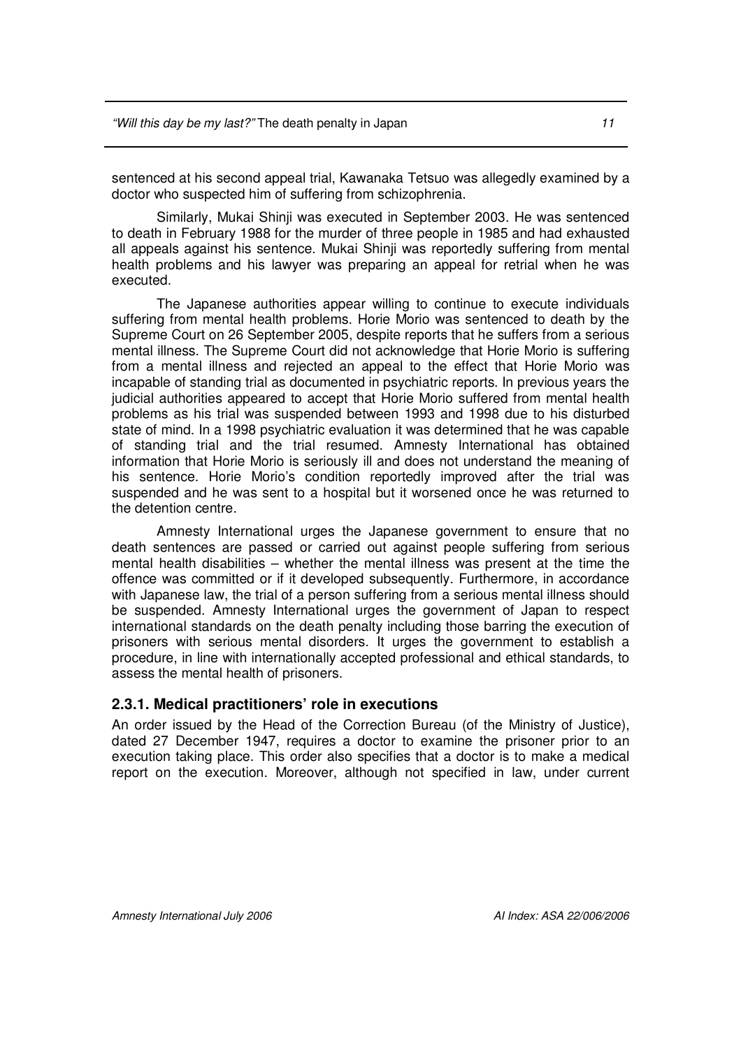sentenced at his second appeal trial, Kawanaka Tetsuo was allegedly examined by a doctor who suspected him of suffering from schizophrenia.

Similarly, Mukai Shinji was executed in September 2003. He was sentenced to death in February 1988 for the murder of three people in 1985 and had exhausted all appeals against his sentence. Mukai Shinji was reportedly suffering from mental health problems and his lawyer was preparing an appeal for retrial when he was executed.

The Japanese authorities appear willing to continue to execute individuals suffering from mental health problems. Horie Morio was sentenced to death by the Supreme Court on 26 September 2005, despite reports that he suffers from a serious mental illness. The Supreme Court did not acknowledge that Horie Morio is suffering from a mental illness and rejected an appeal to the effect that Horie Morio was incapable of standing trial as documented in psychiatric reports. In previous years the judicial authorities appeared to accept that Horie Morio suffered from mental health problems as his trial was suspended between 1993 and 1998 due to his disturbed state of mind. In a 1998 psychiatric evaluation it was determined that he was capable of standing trial and the trial resumed. Amnesty International has obtained information that Horie Morio is seriously ill and does not understand the meaning of his sentence. Horie Morio's condition reportedly improved after the trial was suspended and he was sent to a hospital but it worsened once he was returned to the detention centre.

Amnesty International urges the Japanese government to ensure that no death sentences are passed or carried out against people suffering from serious mental health disabilities – whether the mental illness was present at the time the offence was committed or if it developed subsequently. Furthermore, in accordance with Japanese law, the trial of a person suffering from a serious mental illness should be suspended. Amnesty International urges the government of Japan to respect international standards on the death penalty including those barring the execution of prisoners with serious mental disorders. It urges the government to establish a procedure, in line with internationally accepted professional and ethical standards, to assess the mental health of prisoners.

### 2.3.1. Medical practitioners' role in executions

An order issued by the Head of the Correction Bureau (of the Ministry of Justice), dated 27 December 1947, requires a doctor to examine the prisoner prior to an execution taking place. This order also specifies that a doctor is to make a medical report on the execution. Moreover, although not specified in law, under current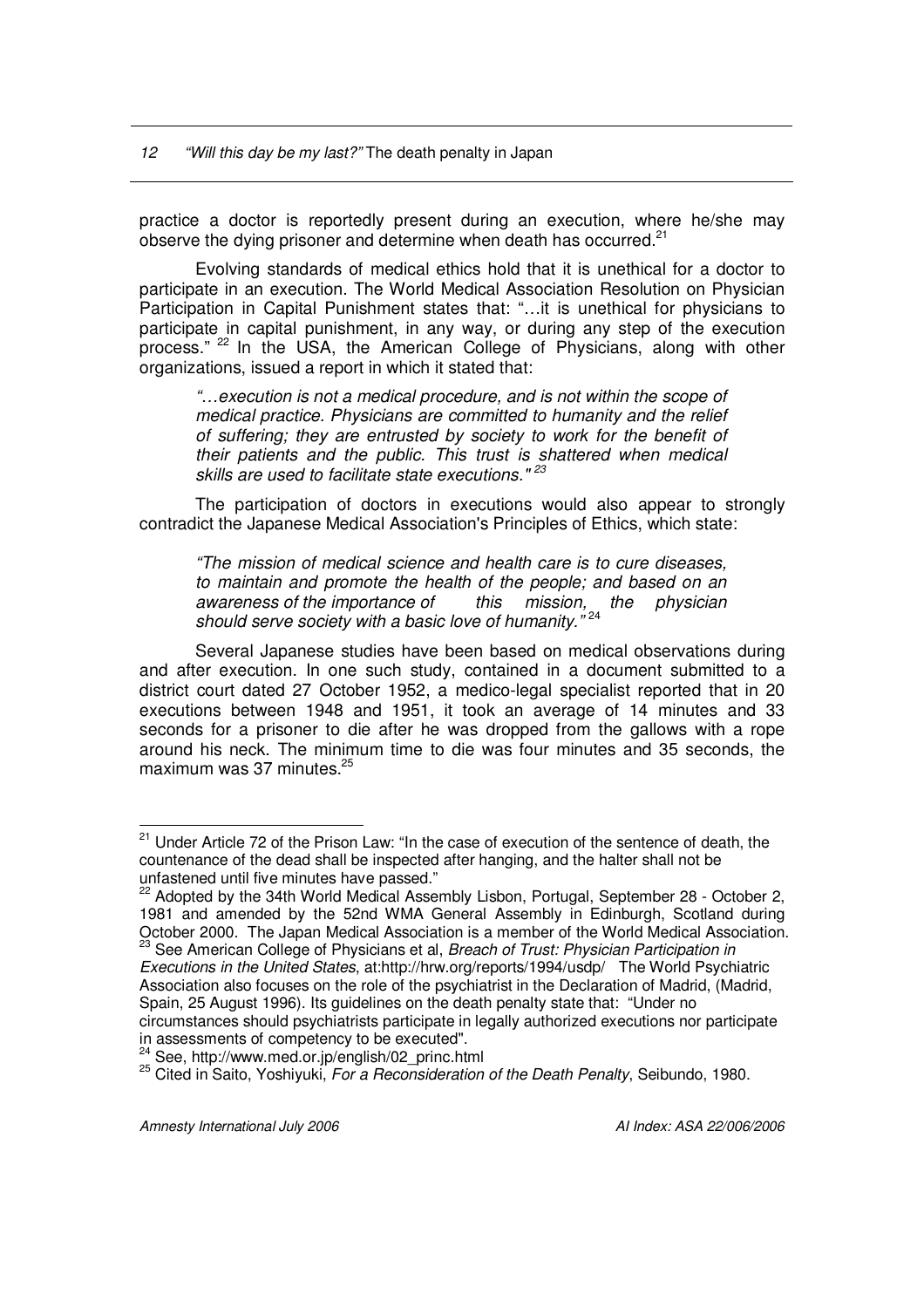practice a doctor is reportedly present during an execution, where he/she may observe the dying prisoner and determine when death has occurred.[21]

Evolving standards of medical ethics hold that it is unethical for a doctor to participate in an execution. The World Medical Association Resolution on Physician Participation in Capital Punishment states that: "…it is unethical for physicians to participate in capital punishment, in any way, or during any step of the execution process." [22] In the USA, the American College of Physicians, along with other organizations, issued a report in which it stated that:

> *"…execution is not a medical procedure, and is not within the scope of medical practice. Physicians are committed to humanity and the relief of suffering; they are entrusted by society to work for the benefit of their patients and the public. This trust is shattered when medical skills are used to facilitate state executions."* [23]

The participation of doctors in executions would also appear to strongly contradict the Japanese Medical Association's Principles of Ethics, which state:

> *"The mission of medical science and health care is to cure diseases, to maintain and promote the health of the people; and based on an awareness of the importance of this mission, the physician should serve society with a basic love of humanity."* [24]

Several Japanese studies have been based on medical observations during and after execution. In one such study, contained in a document submitted to a district court dated 27 October 1952, a medico-legal specialist reported that in 20 executions between 1948 and 1951, it took an average of 14 minutes and 33 seconds for a prisoner to die after he was dropped from the gallows with a rope around his neck. The minimum time to die was four minutes and 35 seconds, the maximum was 37 minutes.[25]

---

[21] Under Article 72 of the Prison Law: "In the case of execution of the sentence of death, the countenance of the dead shall be inspected after hanging, and the halter shall not be unfastened until five minutes have passed."

[22] Adopted by the 34th World Medical Assembly Lisbon, Portugal, September 28 - October 2, 1981 and amended by the 52nd WMA General Assembly in Edinburgh, Scotland during October 2000. The Japan Medical Association is a member of the World Medical Association.

[23] See American College of Physicians et al, *Breach of Trust: Physician Participation in Executions in the United States*, at:http://hrw.org/reports/1994/usdp/ The World Psychiatric Association also focuses on the role of the psychiatrist in the Declaration of Madrid, (Madrid, Spain, 25 August 1996). Its guidelines on the death penalty state that: "Under no circumstances should psychiatrists participate in legally authorized executions nor participate in assessments of competency to be executed".

[24] See, http://www.med.or.jp/english/02_princ.html

[25] Cited in Saito, Yoshiyuki, *For a Reconsideration of the Death Penalty*, Seibundo, 1980.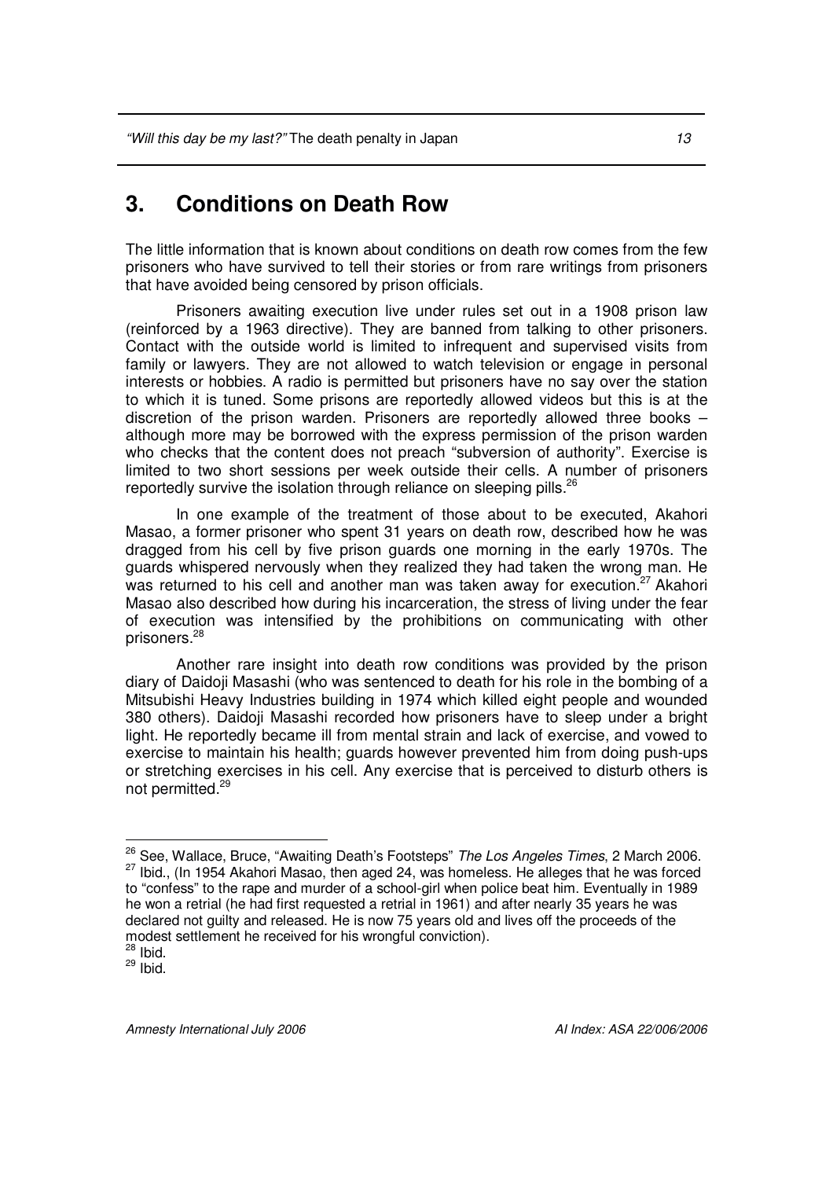# 3. Conditions on Death Row

The little information that is known about conditions on death row comes from the few prisoners who have survived to tell their stories or from rare writings from prisoners that have avoided being censored by prison officials.

Prisoners awaiting execution live under rules set out in a 1908 prison law (reinforced by a 1963 directive). They are banned from talking to other prisoners. Contact with the outside world is limited to infrequent and supervised visits from family or lawyers. They are not allowed to watch television or engage in personal interests or hobbies. A radio is permitted but prisoners have no say over the station to which it is tuned. Some prisons are reportedly allowed videos but this is at the discretion of the prison warden. Prisoners are reportedly allowed three books – although more may be borrowed with the express permission of the prison warden who checks that the content does not preach "subversion of authority". Exercise is limited to two short sessions per week outside their cells. A number of prisoners reportedly survive the isolation through reliance on sleeping pills.[26]

In one example of the treatment of those about to be executed, Akahori Masao, a former prisoner who spent 31 years on death row, described how he was dragged from his cell by five prison guards one morning in the early 1970s. The guards whispered nervously when they realized they had taken the wrong man. He was returned to his cell and another man was taken away for execution.[27] Akahori Masao also described how during his incarceration, the stress of living under the fear of execution was intensified by the prohibitions on communicating with other prisoners.[28]

Another rare insight into death row conditions was provided by the prison diary of Daidoji Masashi (who was sentenced to death for his role in the bombing of a Mitsubishi Heavy Industries building in 1974 which killed eight people and wounded 380 others). Daidoji Masashi recorded how prisoners have to sleep under a bright light. He reportedly became ill from mental strain and lack of exercise, and vowed to exercise to maintain his health; guards however prevented him from doing push-ups or stretching exercises in his cell. Any exercise that is perceived to disturb others is not permitted.[29]

---

[26] See, Wallace, Bruce, "Awaiting Death's Footsteps" *The Los Angeles Times*, 2 March 2006.

[27] Ibid., (In 1954 Akahori Masao, then aged 24, was homeless. He alleges that he was forced to "confess" to the rape and murder of a school-girl when police beat him. Eventually in 1989 he won a retrial (he had first requested a retrial in 1961) and after nearly 35 years he was declared not guilty and released. He is now 75 years old and lives off the proceeds of the modest settlement he received for his wrongful conviction).

[28] Ibid.

[29] Ibid.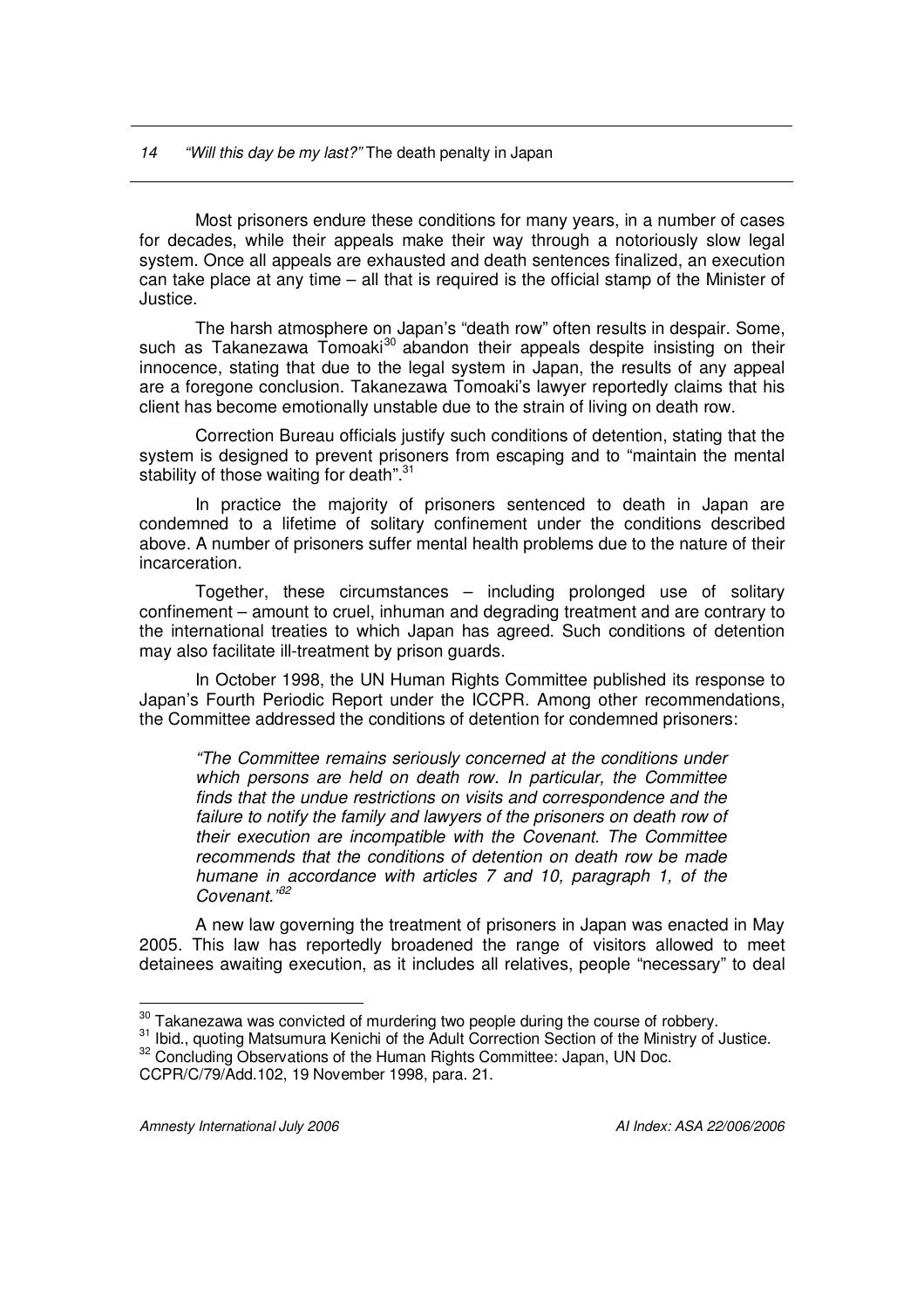Most prisoners endure these conditions for many years, in a number of cases for decades, while their appeals make their way through a notoriously slow legal system. Once all appeals are exhausted and death sentences finalized, an execution can take place at any time – all that is required is the official stamp of the Minister of Justice.

The harsh atmosphere on Japan's "death row" often results in despair. Some, such as Takanezawa Tomoaki[30] abandon their appeals despite insisting on their innocence, stating that due to the legal system in Japan, the results of any appeal are a foregone conclusion. Takanezawa Tomoaki's lawyer reportedly claims that his client has become emotionally unstable due to the strain of living on death row.

Correction Bureau officials justify such conditions of detention, stating that the system is designed to prevent prisoners from escaping and to "maintain the mental stability of those waiting for death".[31]

In practice the majority of prisoners sentenced to death in Japan are condemned to a lifetime of solitary confinement under the conditions described above. A number of prisoners suffer mental health problems due to the nature of their incarceration.

Together, these circumstances – including prolonged use of solitary confinement – amount to cruel, inhuman and degrading treatment and are contrary to the international treaties to which Japan has agreed. Such conditions of detention may also facilitate ill-treatment by prison guards.

In October 1998, the UN Human Rights Committee published its response to Japan's Fourth Periodic Report under the ICCPR. Among other recommendations, the Committee addressed the conditions of detention for condemned prisoners:

> *"The Committee remains seriously concerned at the conditions under which persons are held on death row. In particular, the Committee finds that the undue restrictions on visits and correspondence and the failure to notify the family and lawyers of the prisoners on death row of their execution are incompatible with the Covenant. The Committee recommends that the conditions of detention on death row be made humane in accordance with articles 7 and 10, paragraph 1, of the Covenant."*[32]

A new law governing the treatment of prisoners in Japan was enacted in May 2005. This law has reportedly broadened the range of visitors allowed to meet detainees awaiting execution, as it includes all relatives, people "necessary" to deal

---

[30] Takanezawa was convicted of murdering two people during the course of robbery.

[31] Ibid., quoting Matsumura Kenichi of the Adult Correction Section of the Ministry of Justice.

[32] Concluding Observations of the Human Rights Committee: Japan, UN Doc. CCPR/C/79/Add.102, 19 November 1998, para. 21.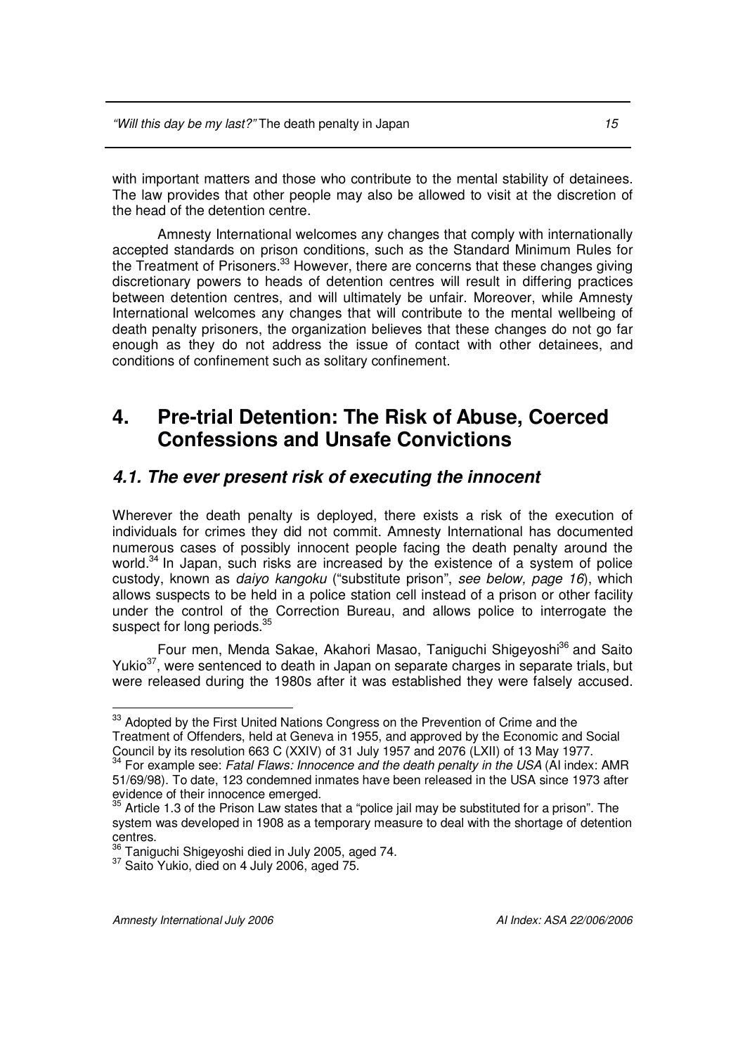with important matters and those who contribute to the mental stability of detainees. The law provides that other people may also be allowed to visit at the discretion of the head of the detention centre.

Amnesty International welcomes any changes that comply with internationally accepted standards on prison conditions, such as the Standard Minimum Rules for the Treatment of Prisoners.[33] However, there are concerns that these changes giving discretionary powers to heads of detention centres will result in differing practices between detention centres, and will ultimately be unfair. Moreover, while Amnesty International welcomes any changes that will contribute to the mental wellbeing of death penalty prisoners, the organization believes that these changes do not go far enough as they do not address the issue of contact with other detainees, and conditions of confinement such as solitary confinement.

# 4. Pre-trial Detention: The Risk of Abuse, Coerced Confessions and Unsafe Convictions

## *4.1. The ever present risk of executing the innocent*

Wherever the death penalty is deployed, there exists a risk of the execution of individuals for crimes they did not commit. Amnesty International has documented numerous cases of possibly innocent people facing the death penalty around the world.[34] In Japan, such risks are increased by the existence of a system of police custody, known as *daiyo kangoku* ("substitute prison", *see below, page 16*), which allows suspects to be held in a police station cell instead of a prison or other facility under the control of the Correction Bureau, and allows police to interrogate the suspect for long periods.[35]

Four men, Menda Sakae, Akahori Masao, Taniguchi Shigeyoshi[36] and Saito Yukio[37], were sentenced to death in Japan on separate charges in separate trials, but were released during the 1980s after it was established they were falsely accused.

---

[33] Adopted by the First United Nations Congress on the Prevention of Crime and the Treatment of Offenders, held at Geneva in 1955, and approved by the Economic and Social Council by its resolution 663 C (XXIV) of 31 July 1957 and 2076 (LXII) of 13 May 1977.

[34] For example see: *Fatal Flaws: Innocence and the death penalty in the USA* (AI index: AMR 51/69/98). To date, 123 condemned inmates have been released in the USA since 1973 after evidence of their innocence emerged.

[35] Article 1.3 of the Prison Law states that a "police jail may be substituted for a prison". The system was developed in 1908 as a temporary measure to deal with the shortage of detention centres.

[36] Taniguchi Shigeyoshi died in July 2005, aged 74.

[37] Saito Yukio, died on 4 July 2006, aged 75.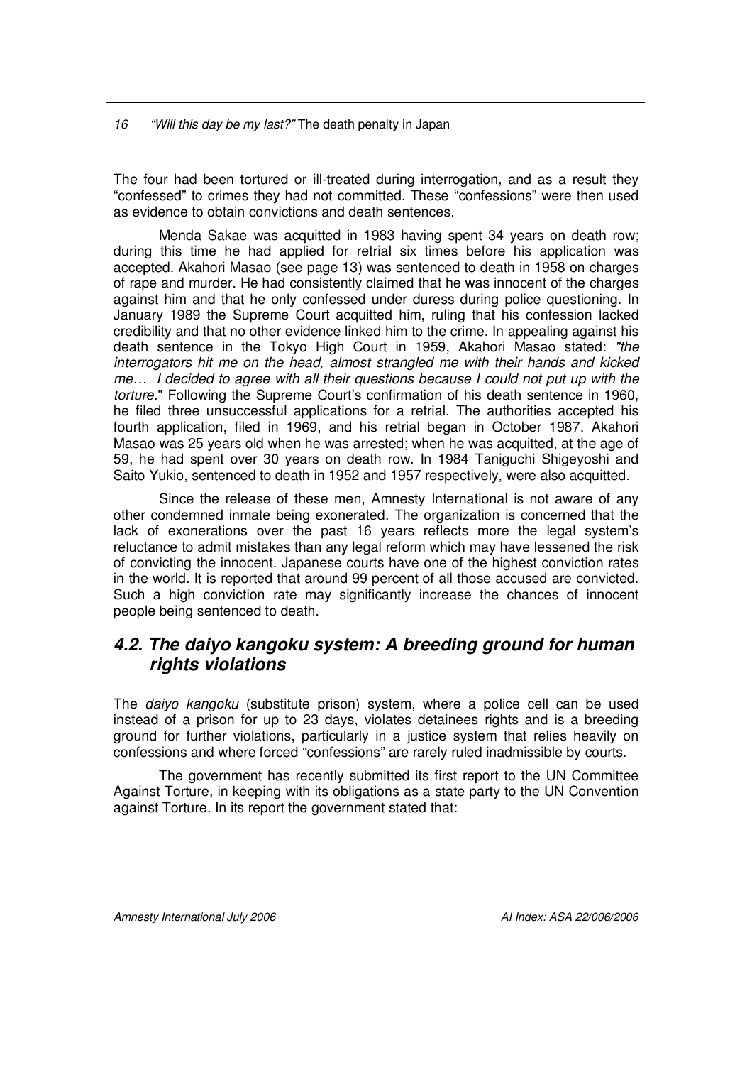The four had been tortured or ill-treated during interrogation, and as a result they "confessed" to crimes they had not committed. These "confessions" were then used as evidence to obtain convictions and death sentences.

Menda Sakae was acquitted in 1983 having spent 34 years on death row; during this time he had applied for retrial six times before his application was accepted. Akahori Masao (see page 13) was sentenced to death in 1958 on charges of rape and murder. He had consistently claimed that he was innocent of the charges against him and that he only confessed under duress during police questioning. In January 1989 the Supreme Court acquitted him, ruling that his confession lacked credibility and that no other evidence linked him to the crime. In appealing against his death sentence in the Tokyo High Court in 1959, Akahori Masao stated: *"the interrogators hit me on the head, almost strangled me with their hands and kicked me… I decided to agree with all their questions because I could not put up with the torture.*" Following the Supreme Court's confirmation of his death sentence in 1960, he filed three unsuccessful applications for a retrial. The authorities accepted his fourth application, filed in 1969, and his retrial began in October 1987. Akahori Masao was 25 years old when he was arrested; when he was acquitted, at the age of 59, he had spent over 30 years on death row. In 1984 Taniguchi Shigeyoshi and Saito Yukio, sentenced to death in 1952 and 1957 respectively, were also acquitted.

Since the release of these men, Amnesty International is not aware of any other condemned inmate being exonerated. The organization is concerned that the lack of exonerations over the past 16 years reflects more the legal system's reluctance to admit mistakes than any legal reform which may have lessened the risk of convicting the innocent. Japanese courts have one of the highest conviction rates in the world. It is reported that around 99 percent of all those accused are convicted. Such a high conviction rate may significantly increase the chances of innocent people being sentenced to death.

## *4.2. The daiyo kangoku system: A breeding ground for human rights violations*

The *daiyo kangoku* (substitute prison) system, where a police cell can be used instead of a prison for up to 23 days, violates detainees rights and is a breeding ground for further violations, particularly in a justice system that relies heavily on confessions and where forced "confessions" are rarely ruled inadmissible by courts.

The government has recently submitted its first report to the UN Committee Against Torture, in keeping with its obligations as a state party to the UN Convention against Torture. In its report the government stated that: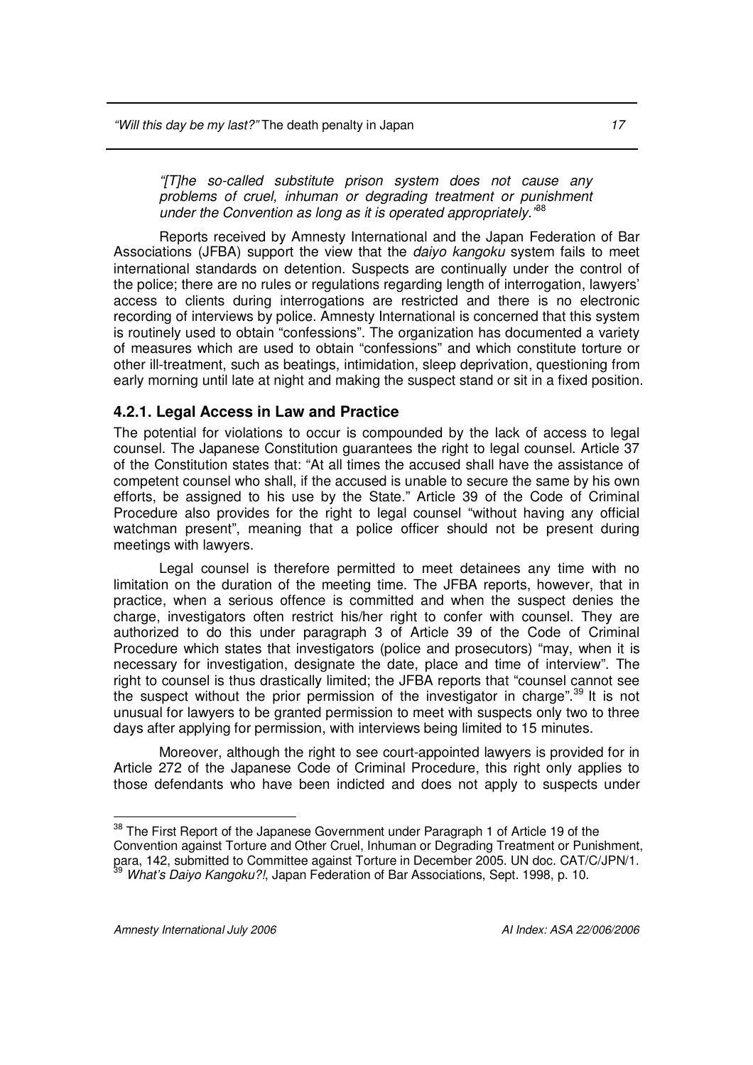*"[T]he so-called substitute prison system does not cause any problems of cruel, inhuman or degrading treatment or punishment under the Convention as long as it is operated appropriately."*[38]

Reports received by Amnesty International and the Japan Federation of Bar Associations (JFBA) support the view that the *daiyo kangoku* system fails to meet international standards on detention. Suspects are continually under the control of the police; there are no rules or regulations regarding length of interrogation, lawyers' access to clients during interrogations are restricted and there is no electronic recording of interviews by police. Amnesty International is concerned that this system is routinely used to obtain "confessions". The organization has documented a variety of measures which are used to obtain "confessions" and which constitute torture or other ill-treatment, such as beatings, intimidation, sleep deprivation, questioning from early morning until late at night and making the suspect stand or sit in a fixed position.

### 4.2.1. Legal Access in Law and Practice

The potential for violations to occur is compounded by the lack of access to legal counsel. The Japanese Constitution guarantees the right to legal counsel. Article 37 of the Constitution states that: "At all times the accused shall have the assistance of competent counsel who shall, if the accused is unable to secure the same by his own efforts, be assigned to his use by the State." Article 39 of the Code of Criminal Procedure also provides for the right to legal counsel "without having any official watchman present", meaning that a police officer should not be present during meetings with lawyers.

Legal counsel is therefore permitted to meet detainees any time with no limitation on the duration of the meeting time. The JFBA reports, however, that in practice, when a serious offence is committed and when the suspect denies the charge, investigators often restrict his/her right to confer with counsel. They are authorized to do this under paragraph 3 of Article 39 of the Code of Criminal Procedure which states that investigators (police and prosecutors) "may, when it is necessary for investigation, designate the date, place and time of interview". The right to counsel is thus drastically limited; the JFBA reports that "counsel cannot see the suspect without the prior permission of the investigator in charge".[39] It is not unusual for lawyers to be granted permission to meet with suspects only two to three days after applying for permission, with interviews being limited to 15 minutes.

Moreover, although the right to see court-appointed lawyers is provided for in Article 272 of the Japanese Code of Criminal Procedure, this right only applies to those defendants who have been indicted and does not apply to suspects under

---

[38] The First Report of the Japanese Government under Paragraph 1 of Article 19 of the Convention against Torture and Other Cruel, Inhuman or Degrading Treatment or Punishment, para, 142, submitted to Committee against Torture in December 2005. UN doc. CAT/C/JPN/1.

[39] *What's Daiyo Kangoku?!*, Japan Federation of Bar Associations, Sept. 1998, p. 10.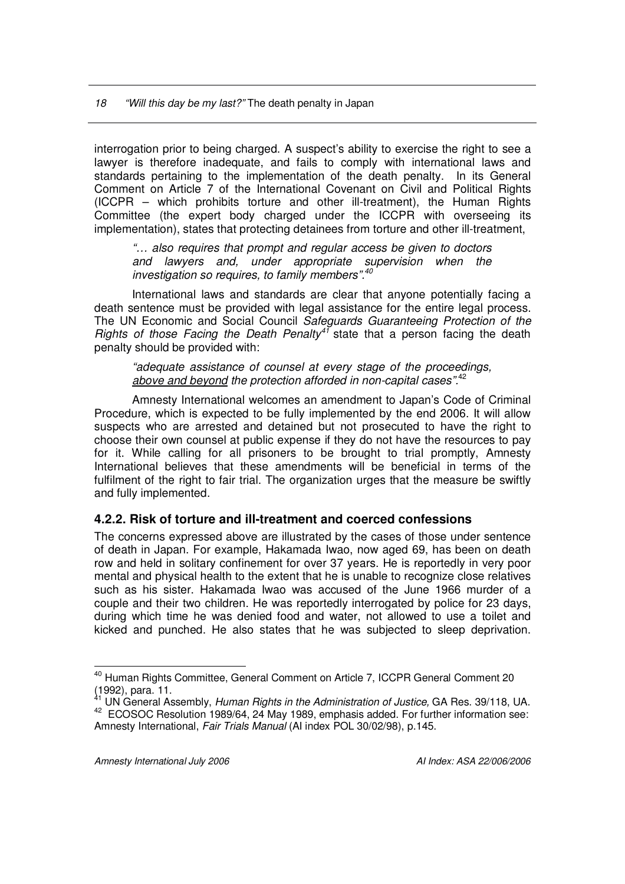interrogation prior to being charged. A suspect's ability to exercise the right to see a lawyer is therefore inadequate, and fails to comply with international laws and standards pertaining to the implementation of the death penalty. In its General Comment on Article 7 of the International Covenant on Civil and Political Rights (ICCPR – which prohibits torture and other ill-treatment), the Human Rights Committee (the expert body charged under the ICCPR with overseeing its implementation), states that protecting detainees from torture and other ill-treatment,

> *"… also requires that prompt and regular access be given to doctors and lawyers and, under appropriate supervision when the investigation so requires, to family members".*[40]

International laws and standards are clear that anyone potentially facing a death sentence must be provided with legal assistance for the entire legal process. The UN Economic and Social Council *Safeguards Guaranteeing Protection of the Rights of those Facing the Death Penalty*[41] state that a person facing the death penalty should be provided with:

> *"adequate assistance of counsel at every stage of the proceedings, above and beyond the protection afforded in non-capital cases".*[42]

Amnesty International welcomes an amendment to Japan's Code of Criminal Procedure, which is expected to be fully implemented by the end 2006. It will allow suspects who are arrested and detained but not prosecuted to have the right to choose their own counsel at public expense if they do not have the resources to pay for it. While calling for all prisoners to be brought to trial promptly, Amnesty International believes that these amendments will be beneficial in terms of the fulfilment of the right to fair trial. The organization urges that the measure be swiftly and fully implemented.

### 4.2.2. Risk of torture and ill-treatment and coerced confessions

The concerns expressed above are illustrated by the cases of those under sentence of death in Japan. For example, Hakamada Iwao, now aged 69, has been on death row and held in solitary confinement for over 37 years. He is reportedly in very poor mental and physical health to the extent that he is unable to recognize close relatives such as his sister. Hakamada Iwao was accused of the June 1966 murder of a couple and their two children. He was reportedly interrogated by police for 23 days, during which time he was denied food and water, not allowed to use a toilet and kicked and punched. He also states that he was subjected to sleep deprivation.

---

[40] Human Rights Committee, General Comment on Article 7, ICCPR General Comment 20 (1992), para. 11.

[41] UN General Assembly, *Human Rights in the Administration of Justice,* GA Res. 39/118, UA.

[42] ECOSOC Resolution 1989/64, 24 May 1989, emphasis added. For further information see: Amnesty International, *Fair Trials Manual* (AI index POL 30/02/98), p.145.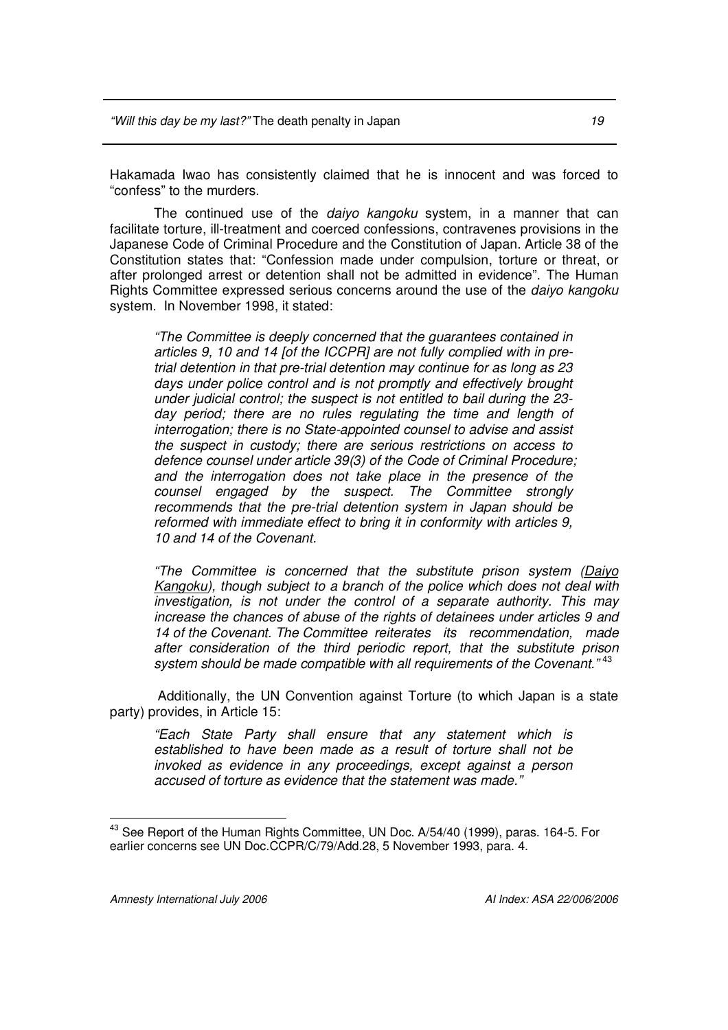Hakamada Iwao has consistently claimed that he is innocent and was forced to "confess" to the murders.

The continued use of the *daiyo kangoku* system, in a manner that can facilitate torture, ill-treatment and coerced confessions, contravenes provisions in the Japanese Code of Criminal Procedure and the Constitution of Japan. Article 38 of the Constitution states that: "Confession made under compulsion, torture or threat, or after prolonged arrest or detention shall not be admitted in evidence". The Human Rights Committee expressed serious concerns around the use of the *daiyo kangoku* system. In November 1998, it stated:

> *"The Committee is deeply concerned that the guarantees contained in articles 9, 10 and 14 [of the ICCPR] are not fully complied with in pre-trial detention in that pre-trial detention may continue for as long as 23 days under police control and is not promptly and effectively brought under judicial control; the suspect is not entitled to bail during the 23-day period; there are no rules regulating the time and length of interrogation; there is no State-appointed counsel to advise and assist the suspect in custody; there are serious restrictions on access to defence counsel under article 39(3) of the Code of Criminal Procedure; and the interrogation does not take place in the presence of the counsel engaged by the suspect. The Committee strongly recommends that the pre-trial detention system in Japan should be reformed with immediate effect to bring it in conformity with articles 9, 10 and 14 of the Covenant.*
>
> *"The Committee is concerned that the substitute prison system (Daiyo Kangoku), though subject to a branch of the police which does not deal with investigation, is not under the control of a separate authority. This may increase the chances of abuse of the rights of detainees under articles 9 and 14 of the Covenant. The Committee reiterates its recommendation, made after consideration of the third periodic report, that the substitute prison system should be made compatible with all requirements of the Covenant."*[43]

Additionally, the UN Convention against Torture (to which Japan is a state party) provides, in Article 15:

> *"Each State Party shall ensure that any statement which is established to have been made as a result of torture shall not be invoked as evidence in any proceedings, except against a person accused of torture as evidence that the statement was made."*

---

[43] See Report of the Human Rights Committee, UN Doc. A/54/40 (1999), paras. 164-5. For earlier concerns see UN Doc.CCPR/C/79/Add.28, 5 November 1993, para. 4.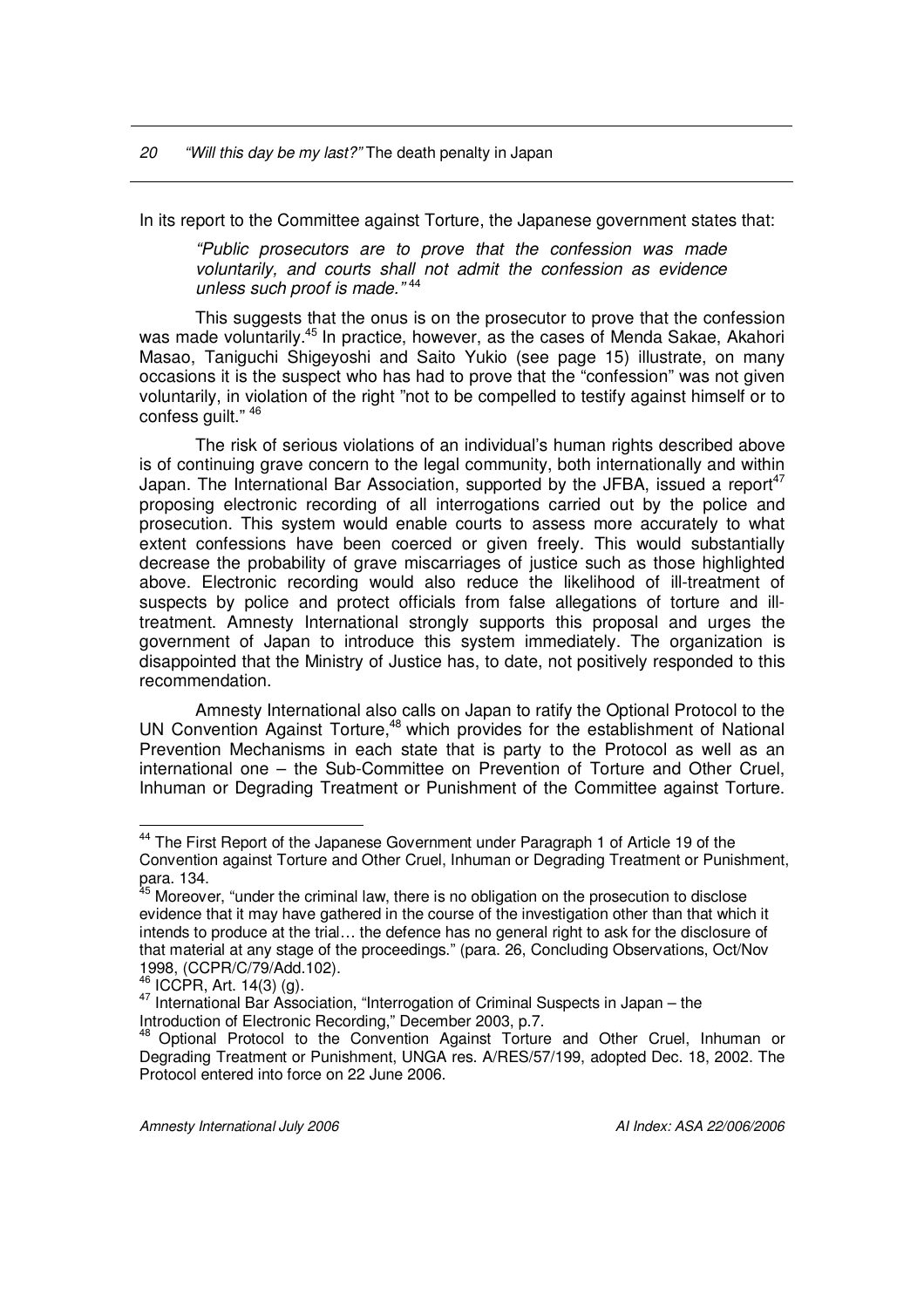In its report to the Committee against Torture, the Japanese government states that:

> *"Public prosecutors are to prove that the confession was made voluntarily, and courts shall not admit the confession as evidence unless such proof is made."* [44]

This suggests that the onus is on the prosecutor to prove that the confession was made voluntarily.[45] In practice, however, as the cases of Menda Sakae, Akahori Masao, Taniguchi Shigeyoshi and Saito Yukio (see page 15) illustrate, on many occasions it is the suspect who has had to prove that the "confession" was not given voluntarily, in violation of the right "not to be compelled to testify against himself or to confess guilt." [46]

The risk of serious violations of an individual's human rights described above is of continuing grave concern to the legal community, both internationally and within Japan. The International Bar Association, supported by the JFBA, issued a report[47] proposing electronic recording of all interrogations carried out by the police and prosecution. This system would enable courts to assess more accurately to what extent confessions have been coerced or given freely. This would substantially decrease the probability of grave miscarriages of justice such as those highlighted above. Electronic recording would also reduce the likelihood of ill-treatment of suspects by police and protect officials from false allegations of torture and ill-treatment. Amnesty International strongly supports this proposal and urges the government of Japan to introduce this system immediately. The organization is disappointed that the Ministry of Justice has, to date, not positively responded to this recommendation.

Amnesty International also calls on Japan to ratify the Optional Protocol to the UN Convention Against Torture,[48] which provides for the establishment of National Prevention Mechanisms in each state that is party to the Protocol as well as an international one – the Sub-Committee on Prevention of Torture and Other Cruel, Inhuman or Degrading Treatment or Punishment of the Committee against Torture.

---

[44] The First Report of the Japanese Government under Paragraph 1 of Article 19 of the Convention against Torture and Other Cruel, Inhuman or Degrading Treatment or Punishment, para. 134.

[45] Moreover, "under the criminal law, there is no obligation on the prosecution to disclose evidence that it may have gathered in the course of the investigation other than that which it intends to produce at the trial… the defence has no general right to ask for the disclosure of that material at any stage of the proceedings." (para. 26, Concluding Observations, Oct/Nov 1998, (CCPR/C/79/Add.102).

[46] ICCPR, Art. 14(3) (g).

[47] International Bar Association, "Interrogation of Criminal Suspects in Japan – the Introduction of Electronic Recording," December 2003, p.7.

[48] Optional Protocol to the Convention Against Torture and Other Cruel, Inhuman or Degrading Treatment or Punishment, UNGA res. A/RES/57/199, adopted Dec. 18, 2002. The Protocol entered into force on 22 June 2006.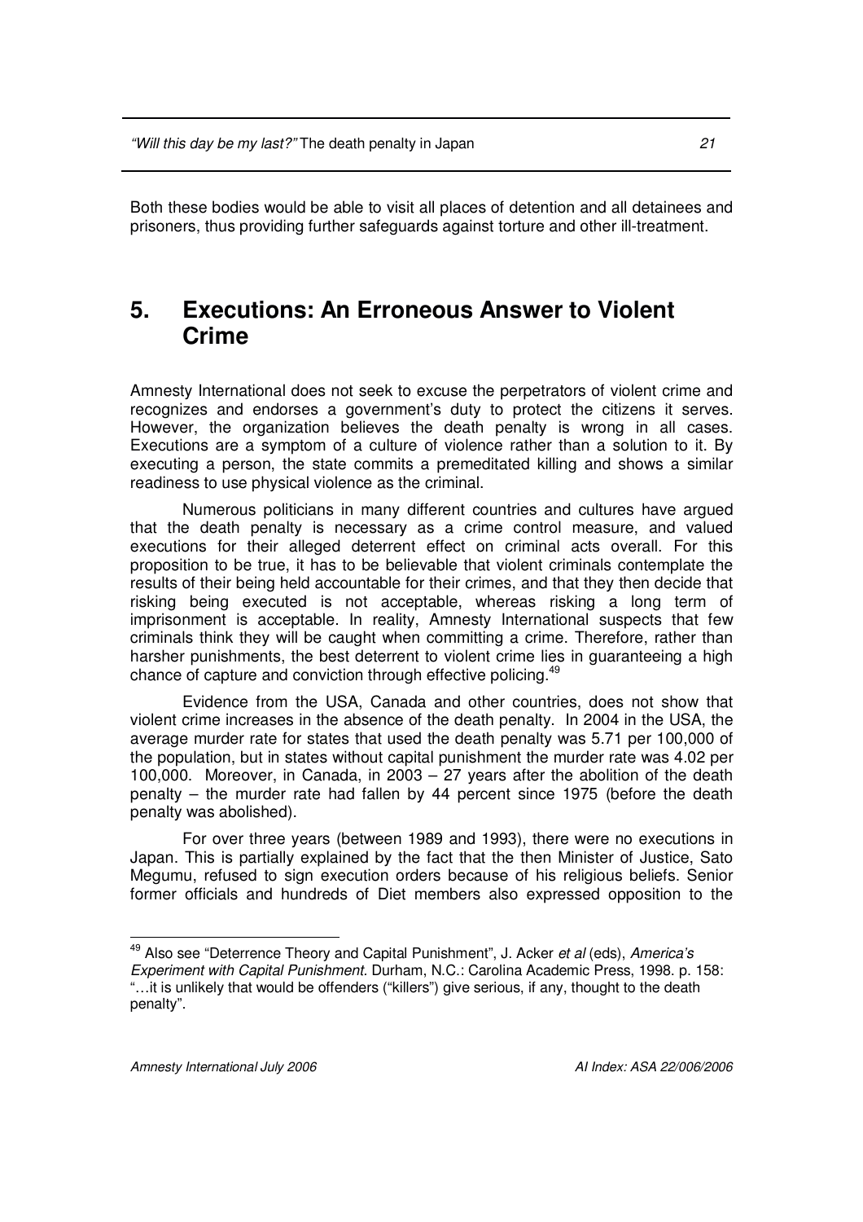Both these bodies would be able to visit all places of detention and all detainees and prisoners, thus providing further safeguards against torture and other ill-treatment.

## 5. Executions: An Erroneous Answer to Violent Crime

Amnesty International does not seek to excuse the perpetrators of violent crime and recognizes and endorses a government's duty to protect the citizens it serves. However, the organization believes the death penalty is wrong in all cases. Executions are a symptom of a culture of violence rather than a solution to it. By executing a person, the state commits a premeditated killing and shows a similar readiness to use physical violence as the criminal.

Numerous politicians in many different countries and cultures have argued that the death penalty is necessary as a crime control measure, and valued executions for their alleged deterrent effect on criminal acts overall. For this proposition to be true, it has to be believable that violent criminals contemplate the results of their being held accountable for their crimes, and that they then decide that risking being executed is not acceptable, whereas risking a long term of imprisonment is acceptable. In reality, Amnesty International suspects that few criminals think they will be caught when committing a crime. Therefore, rather than harsher punishments, the best deterrent to violent crime lies in guaranteeing a high chance of capture and conviction through effective policing.[49]

Evidence from the USA, Canada and other countries, does not show that violent crime increases in the absence of the death penalty. In 2004 in the USA, the average murder rate for states that used the death penalty was 5.71 per 100,000 of the population, but in states without capital punishment the murder rate was 4.02 per 100,000. Moreover, in Canada, in 2003 – 27 years after the abolition of the death penalty – the murder rate had fallen by 44 percent since 1975 (before the death penalty was abolished).

For over three years (between 1989 and 1993), there were no executions in Japan. This is partially explained by the fact that the then Minister of Justice, Sato Megumu, refused to sign execution orders because of his religious beliefs. Senior former officials and hundreds of Diet members also expressed opposition to the

---

[49] Also see "Deterrence Theory and Capital Punishment", J. Acker *et al* (eds), *America's Experiment with Capital Punishment*. Durham, N.C.: Carolina Academic Press, 1998. p. 158: "…it is unlikely that would be offenders ("killers") give serious, if any, thought to the death penalty".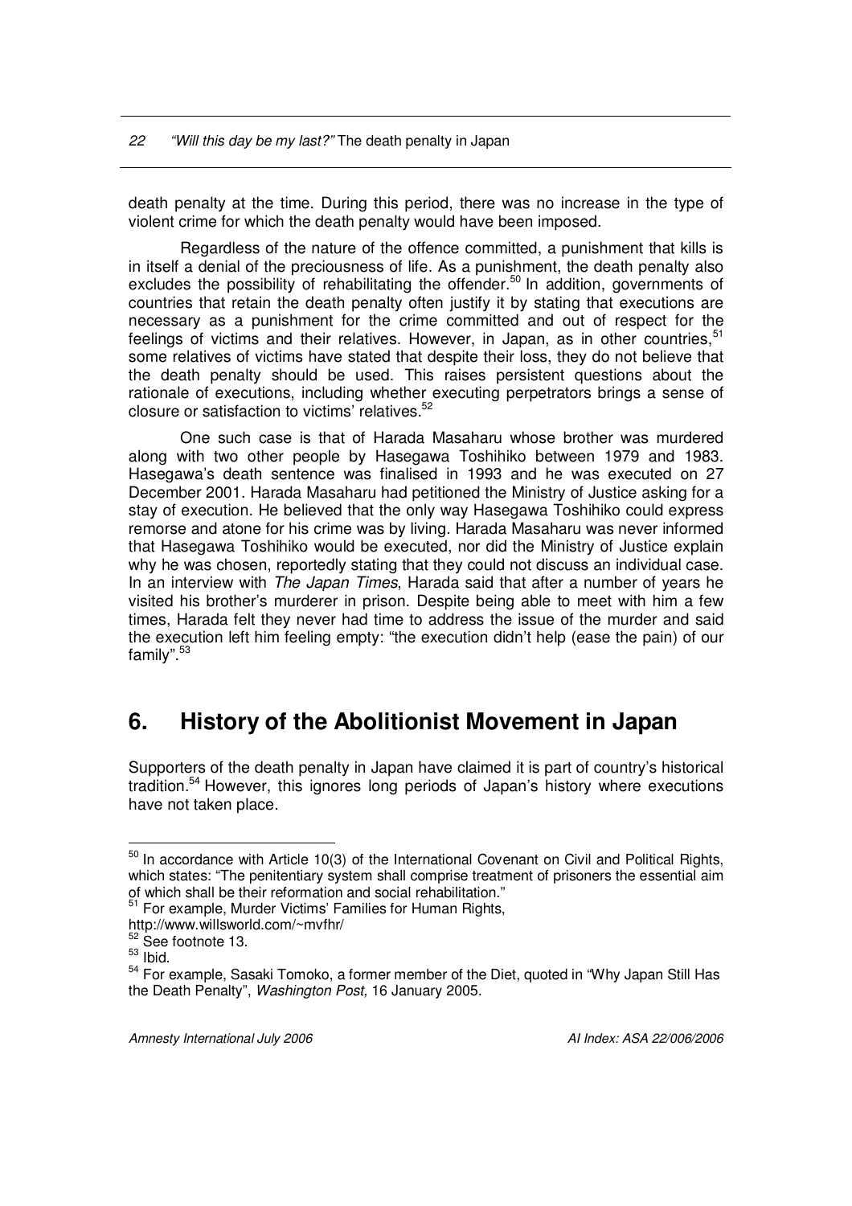death penalty at the time. During this period, there was no increase in the type of violent crime for which the death penalty would have been imposed.

Regardless of the nature of the offence committed, a punishment that kills is in itself a denial of the preciousness of life. As a punishment, the death penalty also excludes the possibility of rehabilitating the offender.[50] In addition, governments of countries that retain the death penalty often justify it by stating that executions are necessary as a punishment for the crime committed and out of respect for the feelings of victims and their relatives. However, in Japan, as in other countries,[51] some relatives of victims have stated that despite their loss, they do not believe that the death penalty should be used. This raises persistent questions about the rationale of executions, including whether executing perpetrators brings a sense of closure or satisfaction to victims' relatives.[52]

One such case is that of Harada Masaharu whose brother was murdered along with two other people by Hasegawa Toshihiko between 1979 and 1983. Hasegawa's death sentence was finalised in 1993 and he was executed on 27 December 2001. Harada Masaharu had petitioned the Ministry of Justice asking for a stay of execution. He believed that the only way Hasegawa Toshihiko could express remorse and atone for his crime was by living. Harada Masaharu was never informed that Hasegawa Toshihiko would be executed, nor did the Ministry of Justice explain why he was chosen, reportedly stating that they could not discuss an individual case. In an interview with *The Japan Times*, Harada said that after a number of years he visited his brother's murderer in prison. Despite being able to meet with him a few times, Harada felt they never had time to address the issue of the murder and said the execution left him feeling empty: "the execution didn't help (ease the pain) of our family".[53]

## 6. History of the Abolitionist Movement in Japan

Supporters of the death penalty in Japan have claimed it is part of country's historical tradition.[54] However, this ignores long periods of Japan's history where executions have not taken place.

---

[50] In accordance with Article 10(3) of the International Covenant on Civil and Political Rights, which states: "The penitentiary system shall comprise treatment of prisoners the essential aim of which shall be their reformation and social rehabilitation."

[51] For example, Murder Victims' Families for Human Rights, http://www.willsworld.com/~mvfhr/

[52] See footnote 13.

[53] Ibid.

[54] For example, Sasaki Tomoko, a former member of the Diet, quoted in "Why Japan Still Has the Death Penalty", *Washington Post,* 16 January 2005.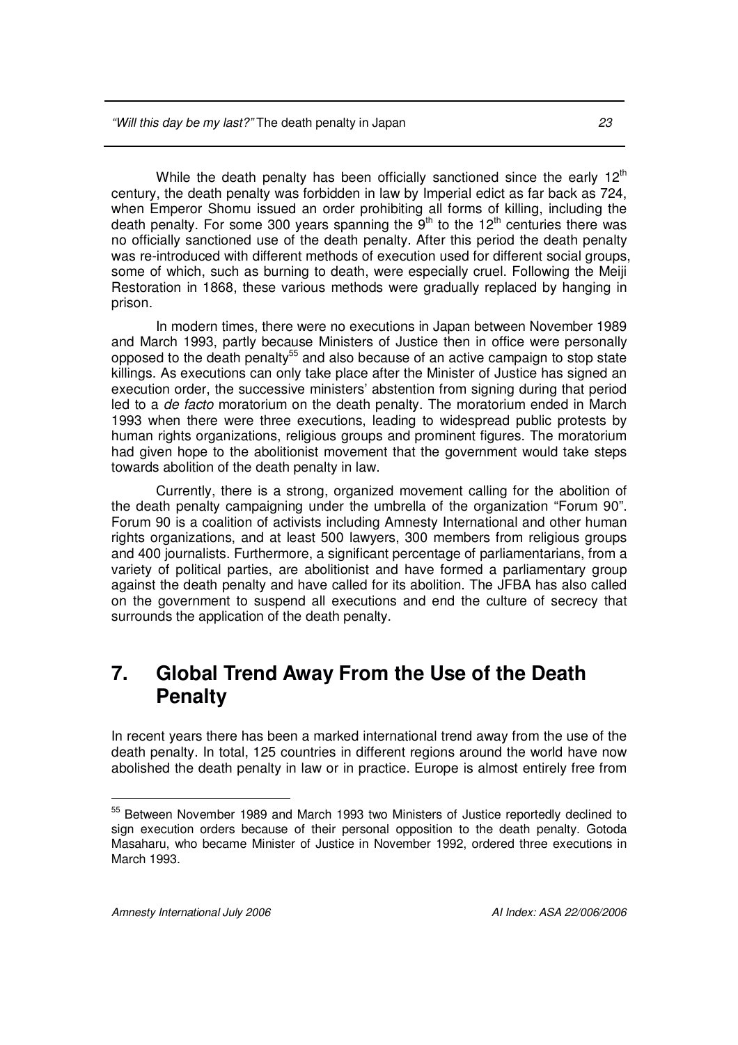While the death penalty has been officially sanctioned since the early 12th century, the death penalty was forbidden in law by Imperial edict as far back as 724, when Emperor Shomu issued an order prohibiting all forms of killing, including the death penalty. For some 300 years spanning the 9th to the 12th centuries there was no officially sanctioned use of the death penalty. After this period the death penalty was re-introduced with different methods of execution used for different social groups, some of which, such as burning to death, were especially cruel. Following the Meiji Restoration in 1868, these various methods were gradually replaced by hanging in prison.

In modern times, there were no executions in Japan between November 1989 and March 1993, partly because Ministers of Justice then in office were personally opposed to the death penalty[55] and also because of an active campaign to stop state killings. As executions can only take place after the Minister of Justice has signed an execution order, the successive ministers' abstention from signing during that period led to a *de facto* moratorium on the death penalty. The moratorium ended in March 1993 when there were three executions, leading to widespread public protests by human rights organizations, religious groups and prominent figures. The moratorium had given hope to the abolitionist movement that the government would take steps towards abolition of the death penalty in law.

Currently, there is a strong, organized movement calling for the abolition of the death penalty campaigning under the umbrella of the organization "Forum 90". Forum 90 is a coalition of activists including Amnesty International and other human rights organizations, and at least 500 lawyers, 300 members from religious groups and 400 journalists. Furthermore, a significant percentage of parliamentarians, from a variety of political parties, are abolitionist and have formed a parliamentary group against the death penalty and have called for its abolition. The JFBA has also called on the government to suspend all executions and end the culture of secrecy that surrounds the application of the death penalty.

# 7. Global Trend Away From the Use of the Death Penalty

In recent years there has been a marked international trend away from the use of the death penalty. In total, 125 countries in different regions around the world have now abolished the death penalty in law or in practice. Europe is almost entirely free from

[55] Between November 1989 and March 1993 two Ministers of Justice reportedly declined to sign execution orders because of their personal opposition to the death penalty. Gotoda Masaharu, who became Minister of Justice in November 1992, ordered three executions in March 1993.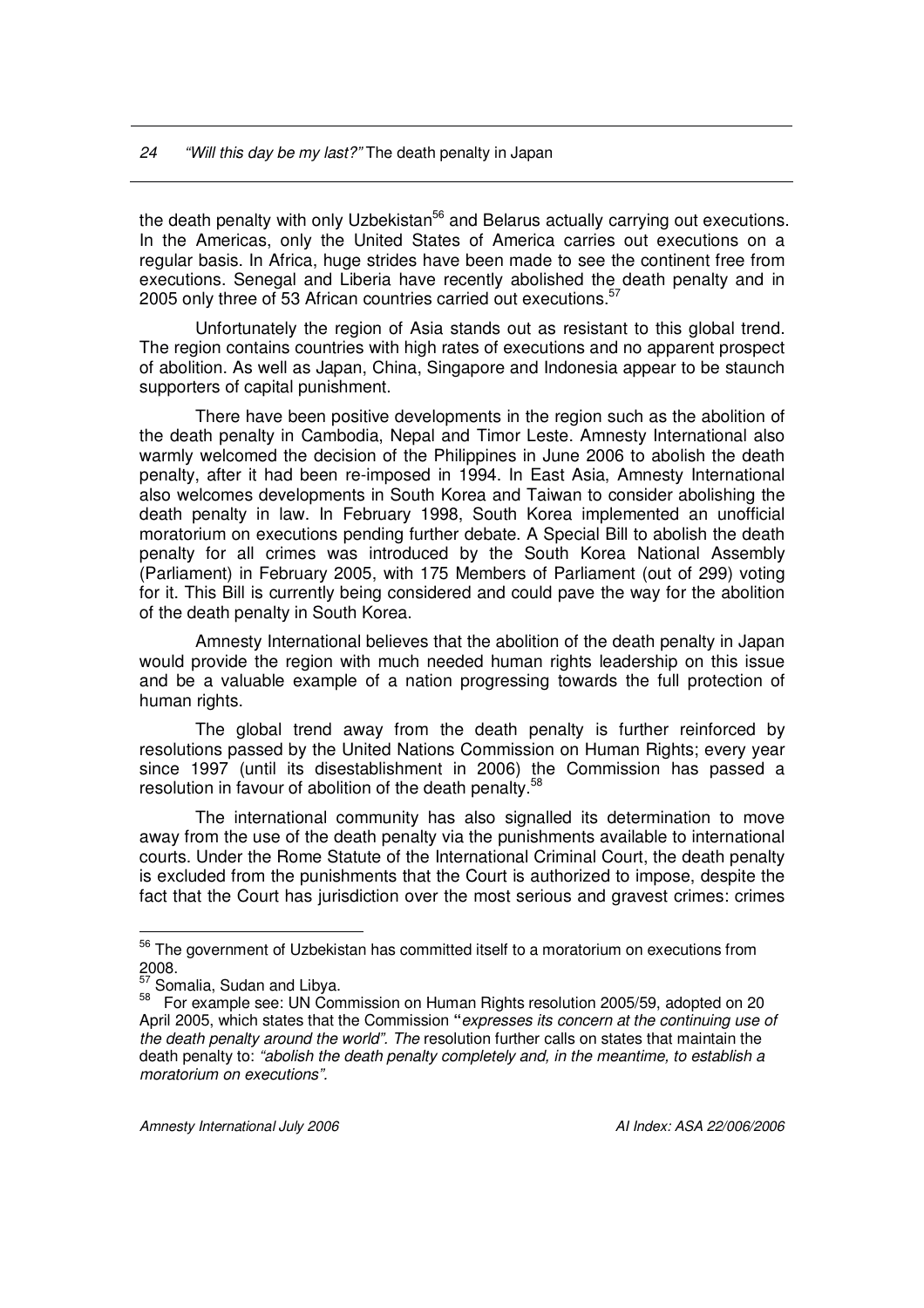the death penalty with only Uzbekistan[56] and Belarus actually carrying out executions. In the Americas, only the United States of America carries out executions on a regular basis. In Africa, huge strides have been made to see the continent free from executions. Senegal and Liberia have recently abolished the death penalty and in 2005 only three of 53 African countries carried out executions.[57]

Unfortunately the region of Asia stands out as resistant to this global trend. The region contains countries with high rates of executions and no apparent prospect of abolition. As well as Japan, China, Singapore and Indonesia appear to be staunch supporters of capital punishment.

There have been positive developments in the region such as the abolition of the death penalty in Cambodia, Nepal and Timor Leste. Amnesty International also warmly welcomed the decision of the Philippines in June 2006 to abolish the death penalty, after it had been re-imposed in 1994. In East Asia, Amnesty International also welcomes developments in South Korea and Taiwan to consider abolishing the death penalty in law. In February 1998, South Korea implemented an unofficial moratorium on executions pending further debate. A Special Bill to abolish the death penalty for all crimes was introduced by the South Korea National Assembly (Parliament) in February 2005, with 175 Members of Parliament (out of 299) voting for it. This Bill is currently being considered and could pave the way for the abolition of the death penalty in South Korea.

Amnesty International believes that the abolition of the death penalty in Japan would provide the region with much needed human rights leadership on this issue and be a valuable example of a nation progressing towards the full protection of human rights.

The global trend away from the death penalty is further reinforced by resolutions passed by the United Nations Commission on Human Rights; every year since 1997 (until its disestablishment in 2006) the Commission has passed a resolution in favour of abolition of the death penalty.[58]

The international community has also signalled its determination to move away from the use of the death penalty via the punishments available to international courts. Under the Rome Statute of the International Criminal Court, the death penalty is excluded from the punishments that the Court is authorized to impose, despite the fact that the Court has jurisdiction over the most serious and gravest crimes: crimes

---

[56] The government of Uzbekistan has committed itself to a moratorium on executions from 2008.

[57] Somalia, Sudan and Libya.

[58] For example see: UN Commission on Human Rights resolution 2005/59, adopted on 20 April 2005, which states that the Commission "*expresses its concern at the continuing use of the death penalty around the world*". The resolution further calls on states that maintain the death penalty to: *"abolish the death penalty completely and, in the meantime, to establish a moratorium on executions"*.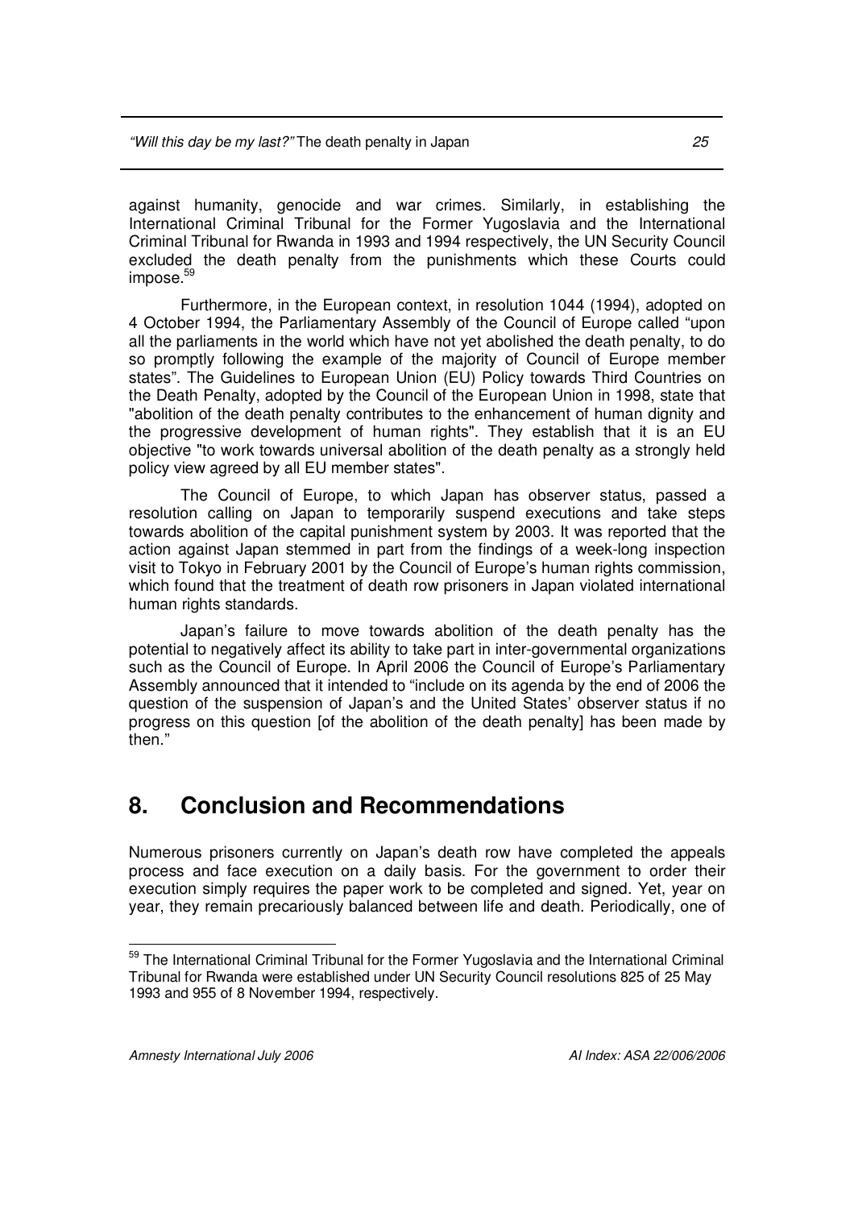against humanity, genocide and war crimes. Similarly, in establishing the International Criminal Tribunal for the Former Yugoslavia and the International Criminal Tribunal for Rwanda in 1993 and 1994 respectively, the UN Security Council excluded the death penalty from the punishments which these Courts could impose.[59]

Furthermore, in the European context, in resolution 1044 (1994), adopted on 4 October 1994, the Parliamentary Assembly of the Council of Europe called "upon all the parliaments in the world which have not yet abolished the death penalty, to do so promptly following the example of the majority of Council of Europe member states". The Guidelines to European Union (EU) Policy towards Third Countries on the Death Penalty, adopted by the Council of the European Union in 1998, state that "abolition of the death penalty contributes to the enhancement of human dignity and the progressive development of human rights". They establish that it is an EU objective "to work towards universal abolition of the death penalty as a strongly held policy view agreed by all EU member states".

The Council of Europe, to which Japan has observer status, passed a resolution calling on Japan to temporarily suspend executions and take steps towards abolition of the capital punishment system by 2003. It was reported that the action against Japan stemmed in part from the findings of a week-long inspection visit to Tokyo in February 2001 by the Council of Europe's human rights commission, which found that the treatment of death row prisoners in Japan violated international human rights standards.

Japan's failure to move towards abolition of the death penalty has the potential to negatively affect its ability to take part in inter-governmental organizations such as the Council of Europe. In April 2006 the Council of Europe's Parliamentary Assembly announced that it intended to "include on its agenda by the end of 2006 the question of the suspension of Japan's and the United States' observer status if no progress on this question [of the abolition of the death penalty] has been made by then."

## 8. Conclusion and Recommendations

Numerous prisoners currently on Japan's death row have completed the appeals process and face execution on a daily basis. For the government to order their execution simply requires the paper work to be completed and signed. Yet, year on year, they remain precariously balanced between life and death. Periodically, one of

---

[59] The International Criminal Tribunal for the Former Yugoslavia and the International Criminal Tribunal for Rwanda were established under UN Security Council resolutions 825 of 25 May 1993 and 955 of 8 November 1994, respectively.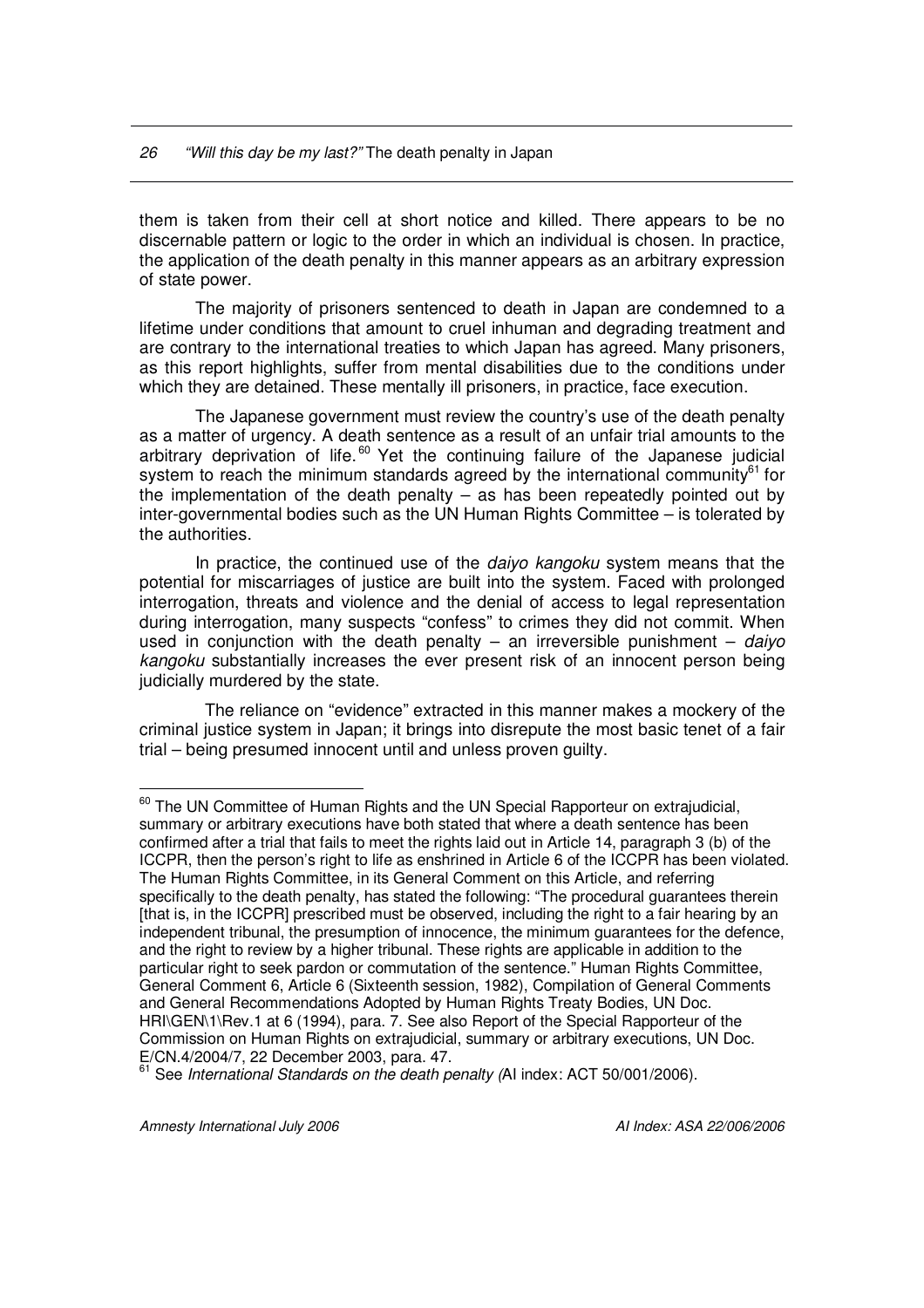them is taken from their cell at short notice and killed. There appears to be no discernable pattern or logic to the order in which an individual is chosen. In practice, the application of the death penalty in this manner appears as an arbitrary expression of state power.

The majority of prisoners sentenced to death in Japan are condemned to a lifetime under conditions that amount to cruel inhuman and degrading treatment and are contrary to the international treaties to which Japan has agreed. Many prisoners, as this report highlights, suffer from mental disabilities due to the conditions under which they are detained. These mentally ill prisoners, in practice, face execution.

The Japanese government must review the country's use of the death penalty as a matter of urgency. A death sentence as a result of an unfair trial amounts to the arbitrary deprivation of life.[60] Yet the continuing failure of the Japanese judicial system to reach the minimum standards agreed by the international community[61] for the implementation of the death penalty – as has been repeatedly pointed out by inter-governmental bodies such as the UN Human Rights Committee – is tolerated by the authorities.

In practice, the continued use of the *daiyo kangoku* system means that the potential for miscarriages of justice are built into the system. Faced with prolonged interrogation, threats and violence and the denial of access to legal representation during interrogation, many suspects "confess" to crimes they did not commit. When used in conjunction with the death penalty – an irreversible punishment – *daiyo kangoku* substantially increases the ever present risk of an innocent person being judicially murdered by the state.

The reliance on "evidence" extracted in this manner makes a mockery of the criminal justice system in Japan; it brings into disrepute the most basic tenet of a fair trial – being presumed innocent until and unless proven guilty.

---

[60] The UN Committee of Human Rights and the UN Special Rapporteur on extrajudicial, summary or arbitrary executions have both stated that where a death sentence has been confirmed after a trial that fails to meet the rights laid out in Article 14, paragraph 3 (b) of the ICCPR, then the person's right to life as enshrined in Article 6 of the ICCPR has been violated. The Human Rights Committee, in its General Comment on this Article, and referring specifically to the death penalty, has stated the following: "The procedural guarantees therein [that is, in the ICCPR] prescribed must be observed, including the right to a fair hearing by an independent tribunal, the presumption of innocence, the minimum guarantees for the defence, and the right to review by a higher tribunal. These rights are applicable in addition to the particular right to seek pardon or commutation of the sentence." Human Rights Committee, General Comment 6, Article 6 (Sixteenth session, 1982), Compilation of General Comments and General Recommendations Adopted by Human Rights Treaty Bodies, UN Doc. HRI\GEN\1\Rev.1 at 6 (1994), para. 7. See also Report of the Special Rapporteur of the Commission on Human Rights on extrajudicial, summary or arbitrary executions, UN Doc. E/CN.4/2004/7, 22 December 2003, para. 47.

[61] See *International Standards on the death penalty (*AI index: ACT 50/001/2006).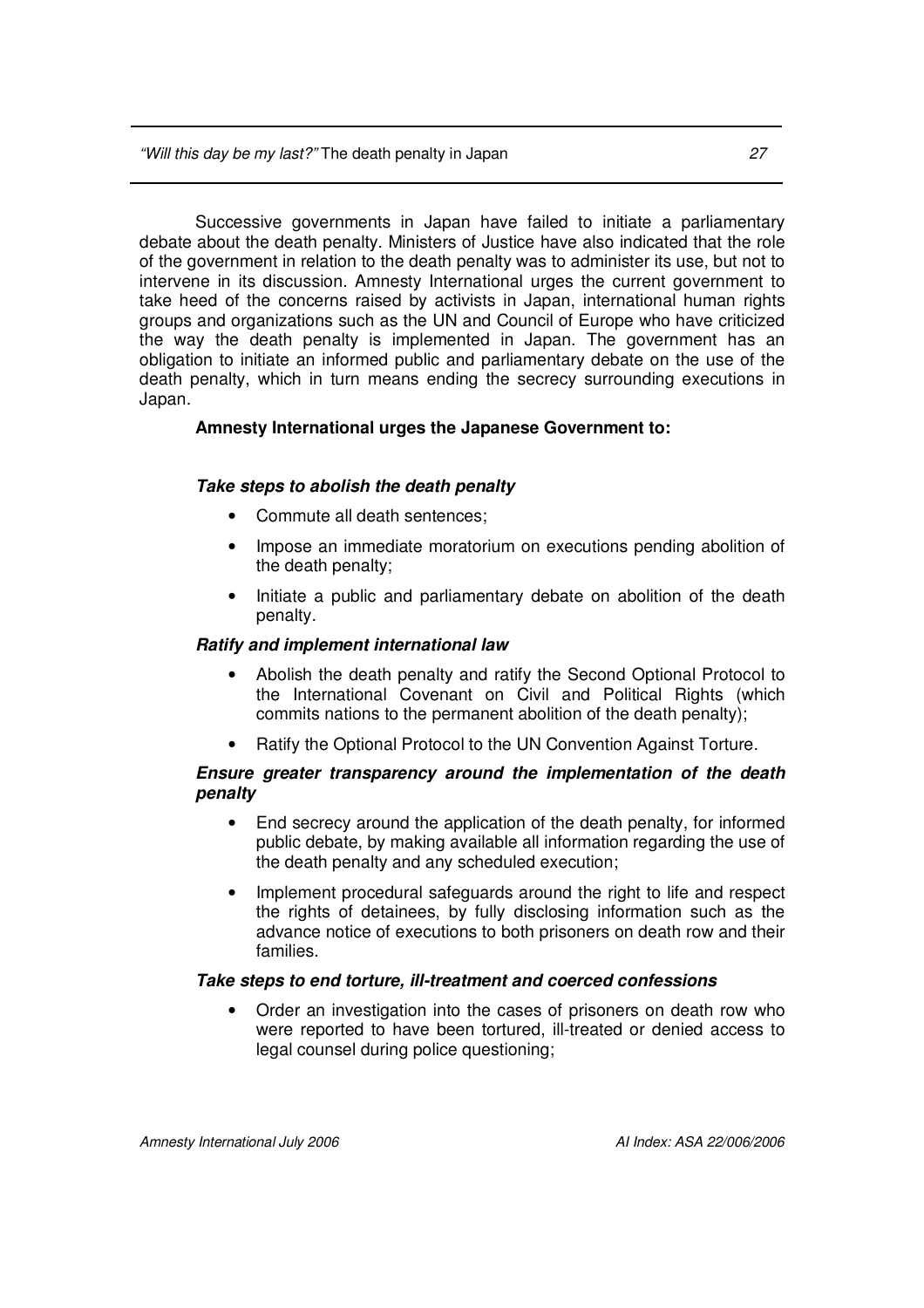Successive governments in Japan have failed to initiate a parliamentary debate about the death penalty. Ministers of Justice have also indicated that the role of the government in relation to the death penalty was to administer its use, but not to intervene in its discussion. Amnesty International urges the current government to take heed of the concerns raised by activists in Japan, international human rights groups and organizations such as the UN and Council of Europe who have criticized the way the death penalty is implemented in Japan. The government has an obligation to initiate an informed public and parliamentary debate on the use of the death penalty, which in turn means ending the secrecy surrounding executions in Japan.

**Amnesty International urges the Japanese Government to:**

***Take steps to abolish the death penalty***

- Commute all death sentences;
- Impose an immediate moratorium on executions pending abolition of the death penalty;
- Initiate a public and parliamentary debate on abolition of the death penalty.

***Ratify and implement international law***

- Abolish the death penalty and ratify the Second Optional Protocol to the International Covenant on Civil and Political Rights (which commits nations to the permanent abolition of the death penalty);
- Ratify the Optional Protocol to the UN Convention Against Torture.

***Ensure greater transparency around the implementation of the death penalty***

- End secrecy around the application of the death penalty, for informed public debate, by making available all information regarding the use of the death penalty and any scheduled execution;
- Implement procedural safeguards around the right to life and respect the rights of detainees, by fully disclosing information such as the advance notice of executions to both prisoners on death row and their families.

***Take steps to end torture, ill-treatment and coerced confessions***

- Order an investigation into the cases of prisoners on death row who were reported to have been tortured, ill-treated or denied access to legal counsel during police questioning;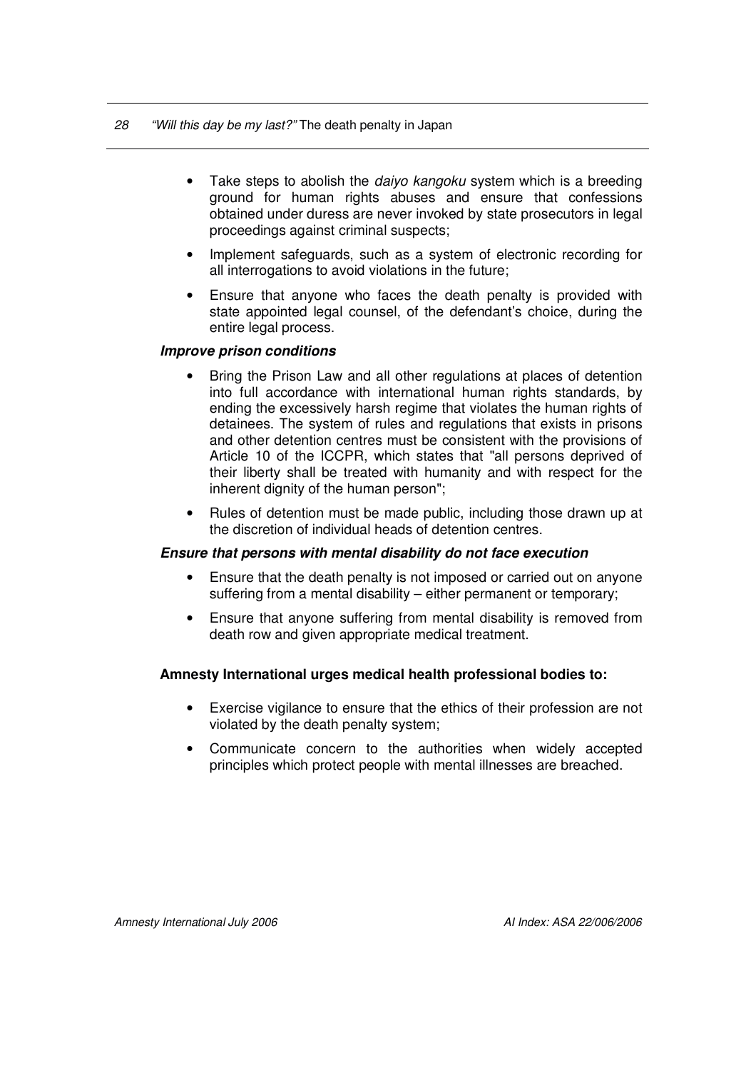- Take steps to abolish the *daiyo kangoku* system which is a breeding ground for human rights abuses and ensure that confessions obtained under duress are never invoked by state prosecutors in legal proceedings against criminal suspects;
- Implement safeguards, such as a system of electronic recording for all interrogations to avoid violations in the future;
- Ensure that anyone who faces the death penalty is provided with state appointed legal counsel, of the defendant's choice, during the entire legal process.

***Improve prison conditions***

- Bring the Prison Law and all other regulations at places of detention into full accordance with international human rights standards, by ending the excessively harsh regime that violates the human rights of detainees. The system of rules and regulations that exists in prisons and other detention centres must be consistent with the provisions of Article 10 of the ICCPR, which states that "all persons deprived of their liberty shall be treated with humanity and with respect for the inherent dignity of the human person";
- Rules of detention must be made public, including those drawn up at the discretion of individual heads of detention centres.

***Ensure that persons with mental disability do not face execution***

- Ensure that the death penalty is not imposed or carried out on anyone suffering from a mental disability – either permanent or temporary;
- Ensure that anyone suffering from mental disability is removed from death row and given appropriate medical treatment.

**Amnesty International urges medical health professional bodies to:**

- Exercise vigilance to ensure that the ethics of their profession are not violated by the death penalty system;
- Communicate concern to the authorities when widely accepted principles which protect people with mental illnesses are breached.